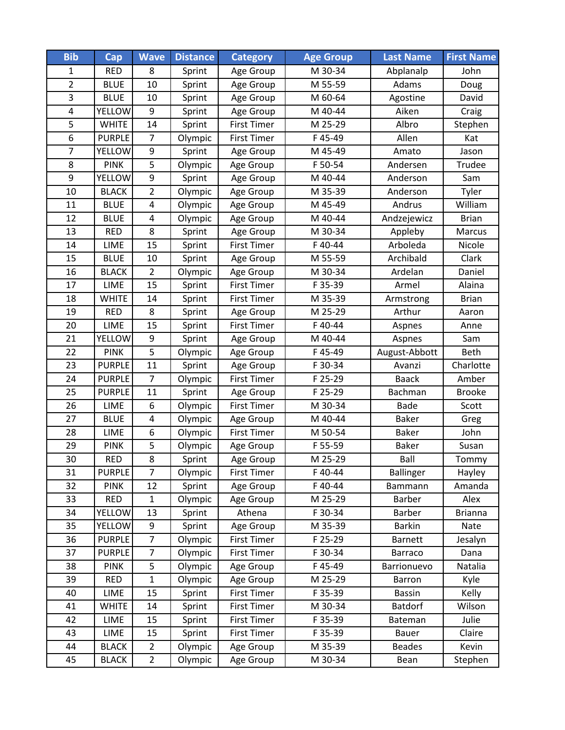| Bib | Cap | Wave | Distance | Category | Age Group | Last Name | First Name |
|---|---|---|---|---|---|---|---|
| 1 | RED | 8 | Sprint | Age Group | M 30-34 | Abplanalp | John |
| 2 | BLUE | 10 | Sprint | Age Group | M 55-59 | Adams | Doug |
| 3 | BLUE | 10 | Sprint | Age Group | M 60-64 | Agostine | David |
| 4 | YELLOW | 9 | Sprint | Age Group | M 40-44 | Aiken | Craig |
| 5 | WHITE | 14 | Sprint | First Timer | M 25-29 | Albro | Stephen |
| 6 | PURPLE | 7 | Olympic | First Timer | F 45-49 | Allen | Kat |
| 7 | YELLOW | 9 | Sprint | Age Group | M 45-49 | Amato | Jason |
| 8 | PINK | 5 | Olympic | Age Group | F 50-54 | Andersen | Trudee |
| 9 | YELLOW | 9 | Sprint | Age Group | M 40-44 | Anderson | Sam |
| 10 | BLACK | 2 | Olympic | Age Group | M 35-39 | Anderson | Tyler |
| 11 | BLUE | 4 | Olympic | Age Group | M 45-49 | Andrus | William |
| 12 | BLUE | 4 | Olympic | Age Group | M 40-44 | Andzejewicz | Brian |
| 13 | RED | 8 | Sprint | Age Group | M 30-34 | Appleby | Marcus |
| 14 | LIME | 15 | Sprint | First Timer | F 40-44 | Arboleda | Nicole |
| 15 | BLUE | 10 | Sprint | Age Group | M 55-59 | Archibald | Clark |
| 16 | BLACK | 2 | Olympic | Age Group | M 30-34 | Ardelan | Daniel |
| 17 | LIME | 15 | Sprint | First Timer | F 35-39 | Armel | Alaina |
| 18 | WHITE | 14 | Sprint | First Timer | M 35-39 | Armstrong | Brian |
| 19 | RED | 8 | Sprint | Age Group | M 25-29 | Arthur | Aaron |
| 20 | LIME | 15 | Sprint | First Timer | F 40-44 | Aspnes | Anne |
| 21 | YELLOW | 9 | Sprint | Age Group | M 40-44 | Aspnes | Sam |
| 22 | PINK | 5 | Olympic | Age Group | F 45-49 | August-Abbott | Beth |
| 23 | PURPLE | 11 | Sprint | Age Group | F 30-34 | Avanzi | Charlotte |
| 24 | PURPLE | 7 | Olympic | First Timer | F 25-29 | Baack | Amber |
| 25 | PURPLE | 11 | Sprint | Age Group | F 25-29 | Bachman | Brooke |
| 26 | LIME | 6 | Olympic | First Timer | M 30-34 | Bade | Scott |
| 27 | BLUE | 4 | Olympic | Age Group | M 40-44 | Baker | Greg |
| 28 | LIME | 6 | Olympic | First Timer | M 50-54 | Baker | John |
| 29 | PINK | 5 | Olympic | Age Group | F 55-59 | Baker | Susan |
| 30 | RED | 8 | Sprint | Age Group | M 25-29 | Ball | Tommy |
| 31 | PURPLE | 7 | Olympic | First Timer | F 40-44 | Ballinger | Hayley |
| 32 | PINK | 12 | Sprint | Age Group | F 40-44 | Bammann | Amanda |
| 33 | RED | 1 | Olympic | Age Group | M 25-29 | Barber | Alex |
| 34 | YELLOW | 13 | Sprint | Athena | F 30-34 | Barber | Brianna |
| 35 | YELLOW | 9 | Sprint | Age Group | M 35-39 | Barkin | Nate |
| 36 | PURPLE | 7 | Olympic | First Timer | F 25-29 | Barnett | Jesalyn |
| 37 | PURPLE | 7 | Olympic | First Timer | F 30-34 | Barraco | Dana |
| 38 | PINK | 5 | Olympic | Age Group | F 45-49 | Barrionuevo | Natalia |
| 39 | RED | 1 | Olympic | Age Group | M 25-29 | Barron | Kyle |
| 40 | LIME | 15 | Sprint | First Timer | F 35-39 | Bassin | Kelly |
| 41 | WHITE | 14 | Sprint | First Timer | M 30-34 | Batdorf | Wilson |
| 42 | LIME | 15 | Sprint | First Timer | F 35-39 | Bateman | Julie |
| 43 | LIME | 15 | Sprint | First Timer | F 35-39 | Bauer | Claire |
| 44 | BLACK | 2 | Olympic | Age Group | M 35-39 | Beades | Kevin |
| 45 | BLACK | 2 | Olympic | Age Group | M 30-34 | Bean | Stephen |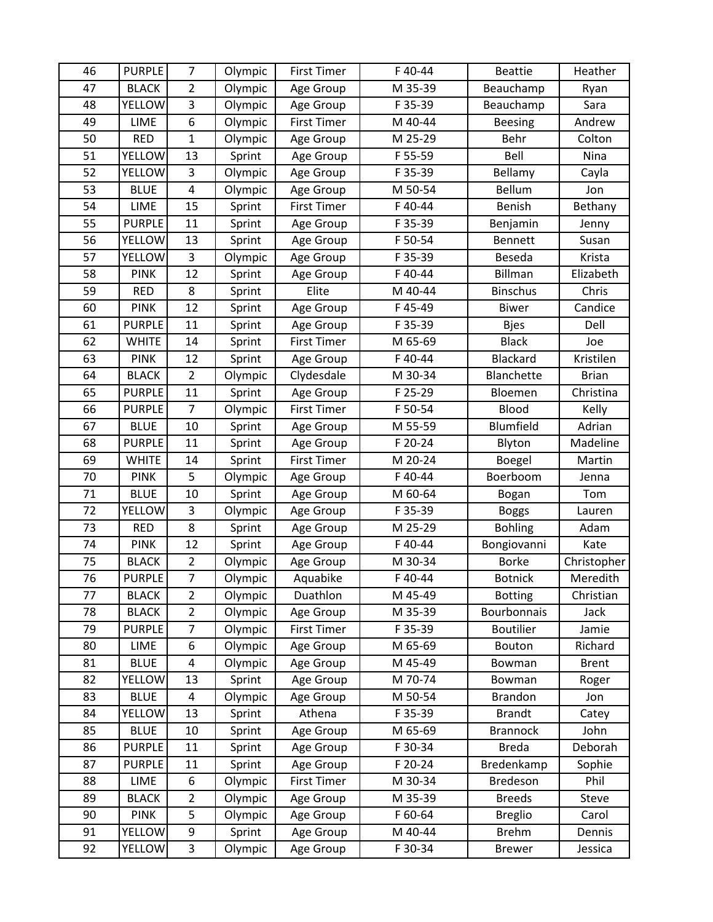| 46 | PURPLE | 7 | Olympic | First Timer | F 40-44 | Beattie | Heather |
|---|---|---|---|---|---|---|---|
| 47 | BLACK | 2 | Olympic | Age Group | M 35-39 | Beauchamp | Ryan |
| 48 | YELLOW | 3 | Olympic | Age Group | F 35-39 | Beauchamp | Sara |
| 49 | LIME | 6 | Olympic | First Timer | M 40-44 | Beesing | Andrew |
| 50 | RED | 1 | Olympic | Age Group | M 25-29 | Behr | Colton |
| 51 | YELLOW | 13 | Sprint | Age Group | F 55-59 | Bell | Nina |
| 52 | YELLOW | 3 | Olympic | Age Group | F 35-39 | Bellamy | Cayla |
| 53 | BLUE | 4 | Olympic | Age Group | M 50-54 | Bellum | Jon |
| 54 | LIME | 15 | Sprint | First Timer | F 40-44 | Benish | Bethany |
| 55 | PURPLE | 11 | Sprint | Age Group | F 35-39 | Benjamin | Jenny |
| 56 | YELLOW | 13 | Sprint | Age Group | F 50-54 | Bennett | Susan |
| 57 | YELLOW | 3 | Olympic | Age Group | F 35-39 | Beseda | Krista |
| 58 | PINK | 12 | Sprint | Age Group | F 40-44 | Billman | Elizabeth |
| 59 | RED | 8 | Sprint | Elite | M 40-44 | Binschus | Chris |
| 60 | PINK | 12 | Sprint | Age Group | F 45-49 | Biwer | Candice |
| 61 | PURPLE | 11 | Sprint | Age Group | F 35-39 | Bjes | Dell |
| 62 | WHITE | 14 | Sprint | First Timer | M 65-69 | Black | Joe |
| 63 | PINK | 12 | Sprint | Age Group | F 40-44 | Blackard | Kristilen |
| 64 | BLACK | 2 | Olympic | Clydesdale | M 30-34 | Blanchette | Brian |
| 65 | PURPLE | 11 | Sprint | Age Group | F 25-29 | Bloemen | Christina |
| 66 | PURPLE | 7 | Olympic | First Timer | F 50-54 | Blood | Kelly |
| 67 | BLUE | 10 | Sprint | Age Group | M 55-59 | Blumfield | Adrian |
| 68 | PURPLE | 11 | Sprint | Age Group | F 20-24 | Blyton | Madeline |
| 69 | WHITE | 14 | Sprint | First Timer | M 20-24 | Boegel | Martin |
| 70 | PINK | 5 | Olympic | Age Group | F 40-44 | Boerboom | Jenna |
| 71 | BLUE | 10 | Sprint | Age Group | M 60-64 | Bogan | Tom |
| 72 | YELLOW | 3 | Olympic | Age Group | F 35-39 | Boggs | Lauren |
| 73 | RED | 8 | Sprint | Age Group | M 25-29 | Bohling | Adam |
| 74 | PINK | 12 | Sprint | Age Group | F 40-44 | Bongiovanni | Kate |
| 75 | BLACK | 2 | Olympic | Age Group | M 30-34 | Borke | Christopher |
| 76 | PURPLE | 7 | Olympic | Aquabike | F 40-44 | Botnick | Meredith |
| 77 | BLACK | 2 | Olympic | Duathlon | M 45-49 | Botting | Christian |
| 78 | BLACK | 2 | Olympic | Age Group | M 35-39 | Bourbonnais | Jack |
| 79 | PURPLE | 7 | Olympic | First Timer | F 35-39 | Boutilier | Jamie |
| 80 | LIME | 6 | Olympic | Age Group | M 65-69 | Bouton | Richard |
| 81 | BLUE | 4 | Olympic | Age Group | M 45-49 | Bowman | Brent |
| 82 | YELLOW | 13 | Sprint | Age Group | M 70-74 | Bowman | Roger |
| 83 | BLUE | 4 | Olympic | Age Group | M 50-54 | Brandon | Jon |
| 84 | YELLOW | 13 | Sprint | Athena | F 35-39 | Brandt | Catey |
| 85 | BLUE | 10 | Sprint | Age Group | M 65-69 | Brannock | John |
| 86 | PURPLE | 11 | Sprint | Age Group | F 30-34 | Breda | Deborah |
| 87 | PURPLE | 11 | Sprint | Age Group | F 20-24 | Bredenkamp | Sophie |
| 88 | LIME | 6 | Olympic | First Timer | M 30-34 | Bredeson | Phil |
| 89 | BLACK | 2 | Olympic | Age Group | M 35-39 | Breeds | Steve |
| 90 | PINK | 5 | Olympic | Age Group | F 60-64 | Breglio | Carol |
| 91 | YELLOW | 9 | Sprint | Age Group | M 40-44 | Brehm | Dennis |
| 92 | YELLOW | 3 | Olympic | Age Group | F 30-34 | Brewer | Jessica |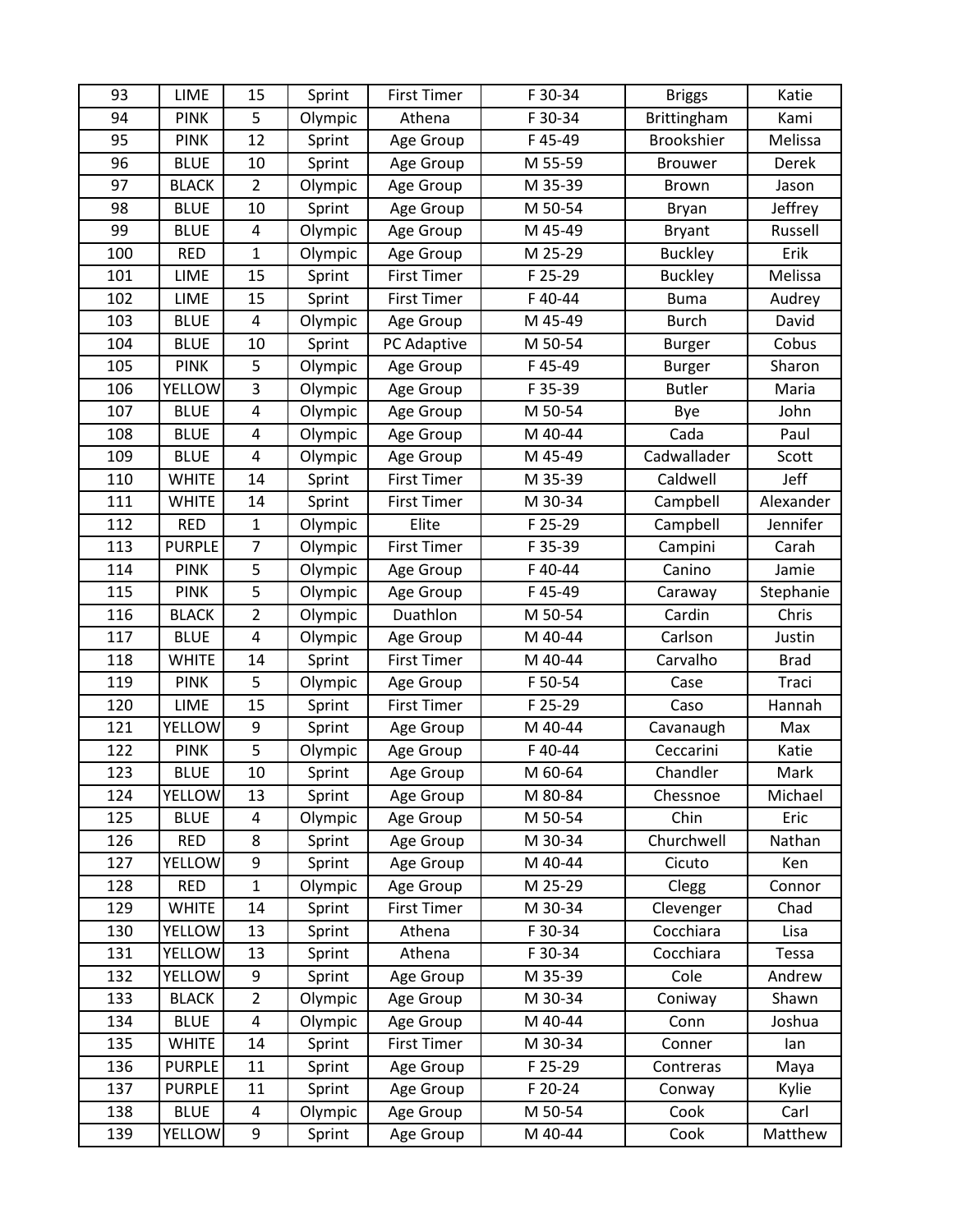| 93 | LIME | 15 | Sprint | First Timer | F 30-34 | Briggs | Katie |
|---|---|---|---|---|---|---|---|
| 94 | PINK | 5 | Olympic | Athena | F 30-34 | Brittingham | Kami |
| 95 | PINK | 12 | Sprint | Age Group | F 45-49 | Brookshier | Melissa |
| 96 | BLUE | 10 | Sprint | Age Group | M 55-59 | Brouwer | Derek |
| 97 | BLACK | 2 | Olympic | Age Group | M 35-39 | Brown | Jason |
| 98 | BLUE | 10 | Sprint | Age Group | M 50-54 | Bryan | Jeffrey |
| 99 | BLUE | 4 | Olympic | Age Group | M 45-49 | Bryant | Russell |
| 100 | RED | 1 | Olympic | Age Group | M 25-29 | Buckley | Erik |
| 101 | LIME | 15 | Sprint | First Timer | F 25-29 | Buckley | Melissa |
| 102 | LIME | 15 | Sprint | First Timer | F 40-44 | Buma | Audrey |
| 103 | BLUE | 4 | Olympic | Age Group | M 45-49 | Burch | David |
| 104 | BLUE | 10 | Sprint | PC Adaptive | M 50-54 | Burger | Cobus |
| 105 | PINK | 5 | Olympic | Age Group | F 45-49 | Burger | Sharon |
| 106 | YELLOW | 3 | Olympic | Age Group | F 35-39 | Butler | Maria |
| 107 | BLUE | 4 | Olympic | Age Group | M 50-54 | Bye | John |
| 108 | BLUE | 4 | Olympic | Age Group | M 40-44 | Cada | Paul |
| 109 | BLUE | 4 | Olympic | Age Group | M 45-49 | Cadwallader | Scott |
| 110 | WHITE | 14 | Sprint | First Timer | M 35-39 | Caldwell | Jeff |
| 111 | WHITE | 14 | Sprint | First Timer | M 30-34 | Campbell | Alexander |
| 112 | RED | 1 | Olympic | Elite | F 25-29 | Campbell | Jennifer |
| 113 | PURPLE | 7 | Olympic | First Timer | F 35-39 | Campini | Carah |
| 114 | PINK | 5 | Olympic | Age Group | F 40-44 | Canino | Jamie |
| 115 | PINK | 5 | Olympic | Age Group | F 45-49 | Caraway | Stephanie |
| 116 | BLACK | 2 | Olympic | Duathlon | M 50-54 | Cardin | Chris |
| 117 | BLUE | 4 | Olympic | Age Group | M 40-44 | Carlson | Justin |
| 118 | WHITE | 14 | Sprint | First Timer | M 40-44 | Carvalho | Brad |
| 119 | PINK | 5 | Olympic | Age Group | F 50-54 | Case | Traci |
| 120 | LIME | 15 | Sprint | First Timer | F 25-29 | Caso | Hannah |
| 121 | YELLOW | 9 | Sprint | Age Group | M 40-44 | Cavanaugh | Max |
| 122 | PINK | 5 | Olympic | Age Group | F 40-44 | Ceccarini | Katie |
| 123 | BLUE | 10 | Sprint | Age Group | M 60-64 | Chandler | Mark |
| 124 | YELLOW | 13 | Sprint | Age Group | M 80-84 | Chessnoe | Michael |
| 125 | BLUE | 4 | Olympic | Age Group | M 50-54 | Chin | Eric |
| 126 | RED | 8 | Sprint | Age Group | M 30-34 | Churchwell | Nathan |
| 127 | YELLOW | 9 | Sprint | Age Group | M 40-44 | Cicuto | Ken |
| 128 | RED | 1 | Olympic | Age Group | M 25-29 | Clegg | Connor |
| 129 | WHITE | 14 | Sprint | First Timer | M 30-34 | Clevenger | Chad |
| 130 | YELLOW | 13 | Sprint | Athena | F 30-34 | Cocchiara | Lisa |
| 131 | YELLOW | 13 | Sprint | Athena | F 30-34 | Cocchiara | Tessa |
| 132 | YELLOW | 9 | Sprint | Age Group | M 35-39 | Cole | Andrew |
| 133 | BLACK | 2 | Olympic | Age Group | M 30-34 | Coniway | Shawn |
| 134 | BLUE | 4 | Olympic | Age Group | M 40-44 | Conn | Joshua |
| 135 | WHITE | 14 | Sprint | First Timer | M 30-34 | Conner | Ian |
| 136 | PURPLE | 11 | Sprint | Age Group | F 25-29 | Contreras | Maya |
| 137 | PURPLE | 11 | Sprint | Age Group | F 20-24 | Conway | Kylie |
| 138 | BLUE | 4 | Olympic | Age Group | M 50-54 | Cook | Carl |
| 139 | YELLOW | 9 | Sprint | Age Group | M 40-44 | Cook | Matthew |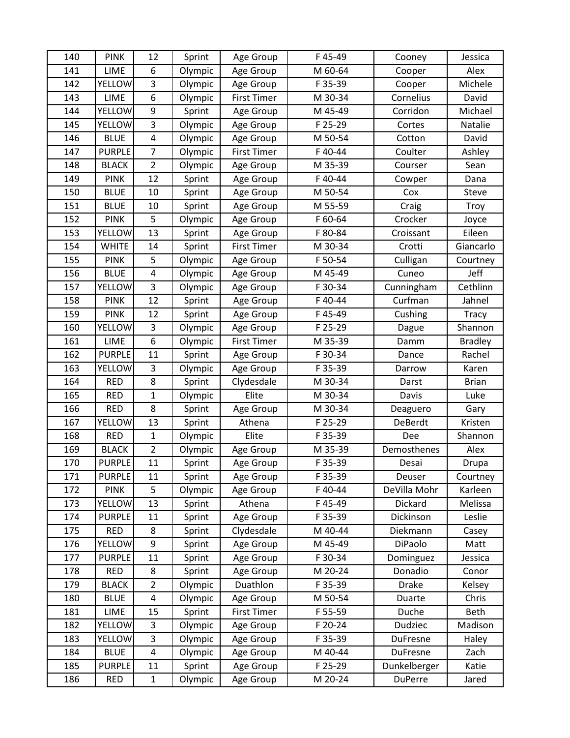| 140 | PINK | 12 | Sprint | Age Group | F 45-49 | Cooney | Jessica |
|---|---|---|---|---|---|---|---|
| 141 | LIME | 6 | Olympic | Age Group | M 60-64 | Cooper | Alex |
| 142 | YELLOW | 3 | Olympic | Age Group | F 35-39 | Cooper | Michele |
| 143 | LIME | 6 | Olympic | First Timer | M 30-34 | Cornelius | David |
| 144 | YELLOW | 9 | Sprint | Age Group | M 45-49 | Corridon | Michael |
| 145 | YELLOW | 3 | Olympic | Age Group | F 25-29 | Cortes | Natalie |
| 146 | BLUE | 4 | Olympic | Age Group | M 50-54 | Cotton | David |
| 147 | PURPLE | 7 | Olympic | First Timer | F 40-44 | Coulter | Ashley |
| 148 | BLACK | 2 | Olympic | Age Group | M 35-39 | Courser | Sean |
| 149 | PINK | 12 | Sprint | Age Group | F 40-44 | Cowper | Dana |
| 150 | BLUE | 10 | Sprint | Age Group | M 50-54 | Cox | Steve |
| 151 | BLUE | 10 | Sprint | Age Group | M 55-59 | Craig | Troy |
| 152 | PINK | 5 | Olympic | Age Group | F 60-64 | Crocker | Joyce |
| 153 | YELLOW | 13 | Sprint | Age Group | F 80-84 | Croissant | Eileen |
| 154 | WHITE | 14 | Sprint | First Timer | M 30-34 | Crotti | Giancarlo |
| 155 | PINK | 5 | Olympic | Age Group | F 50-54 | Culligan | Courtney |
| 156 | BLUE | 4 | Olympic | Age Group | M 45-49 | Cuneo | Jeff |
| 157 | YELLOW | 3 | Olympic | Age Group | F 30-34 | Cunningham | Cethlinn |
| 158 | PINK | 12 | Sprint | Age Group | F 40-44 | Curfman | Jahnel |
| 159 | PINK | 12 | Sprint | Age Group | F 45-49 | Cushing | Tracy |
| 160 | YELLOW | 3 | Olympic | Age Group | F 25-29 | Dague | Shannon |
| 161 | LIME | 6 | Olympic | First Timer | M 35-39 | Damm | Bradley |
| 162 | PURPLE | 11 | Sprint | Age Group | F 30-34 | Dance | Rachel |
| 163 | YELLOW | 3 | Olympic | Age Group | F 35-39 | Darrow | Karen |
| 164 | RED | 8 | Sprint | Clydesdale | M 30-34 | Darst | Brian |
| 165 | RED | 1 | Olympic | Elite | M 30-34 | Davis | Luke |
| 166 | RED | 8 | Sprint | Age Group | M 30-34 | Deaguero | Gary |
| 167 | YELLOW | 13 | Sprint | Athena | F 25-29 | DeBerdt | Kristen |
| 168 | RED | 1 | Olympic | Elite | F 35-39 | Dee | Shannon |
| 169 | BLACK | 2 | Olympic | Age Group | M 35-39 | Demosthenes | Alex |
| 170 | PURPLE | 11 | Sprint | Age Group | F 35-39 | Desai | Drupa |
| 171 | PURPLE | 11 | Sprint | Age Group | F 35-39 | Deuser | Courtney |
| 172 | PINK | 5 | Olympic | Age Group | F 40-44 | DeVilla Mohr | Karleen |
| 173 | YELLOW | 13 | Sprint | Athena | F 45-49 | Dickard | Melissa |
| 174 | PURPLE | 11 | Sprint | Age Group | F 35-39 | Dickinson | Leslie |
| 175 | RED | 8 | Sprint | Clydesdale | M 40-44 | Diekmann | Casey |
| 176 | YELLOW | 9 | Sprint | Age Group | M 45-49 | DiPaolo | Matt |
| 177 | PURPLE | 11 | Sprint | Age Group | F 30-34 | Dominguez | Jessica |
| 178 | RED | 8 | Sprint | Age Group | M 20-24 | Donadio | Conor |
| 179 | BLACK | 2 | Olympic | Duathlon | F 35-39 | Drake | Kelsey |
| 180 | BLUE | 4 | Olympic | Age Group | M 50-54 | Duarte | Chris |
| 181 | LIME | 15 | Sprint | First Timer | F 55-59 | Duche | Beth |
| 182 | YELLOW | 3 | Olympic | Age Group | F 20-24 | Dudziec | Madison |
| 183 | YELLOW | 3 | Olympic | Age Group | F 35-39 | DuFresne | Haley |
| 184 | BLUE | 4 | Olympic | Age Group | M 40-44 | DuFresne | Zach |
| 185 | PURPLE | 11 | Sprint | Age Group | F 25-29 | Dunkelberger | Katie |
| 186 | RED | 1 | Olympic | Age Group | M 20-24 | DuPerre | Jared |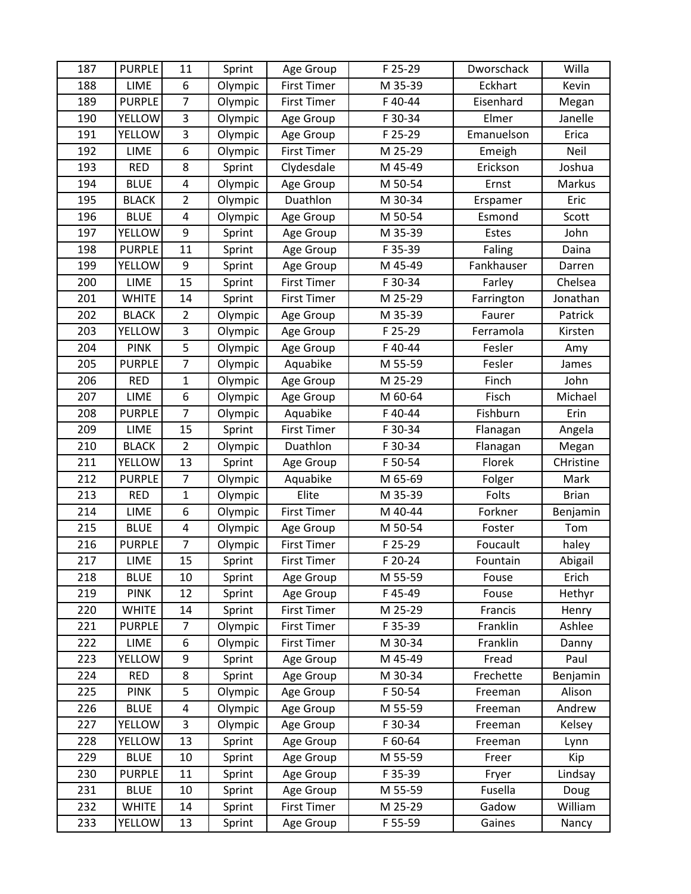| 187 | PURPLE | 11 | Sprint | Age Group | F 25-29 | Dworschack | Willa |
|---|---|---|---|---|---|---|---|
| 188 | LIME | 6 | Olympic | First Timer | M 35-39 | Eckhart | Kevin |
| 189 | PURPLE | 7 | Olympic | First Timer | F 40-44 | Eisenhard | Megan |
| 190 | YELLOW | 3 | Olympic | Age Group | F 30-34 | Elmer | Janelle |
| 191 | YELLOW | 3 | Olympic | Age Group | F 25-29 | Emanuelson | Erica |
| 192 | LIME | 6 | Olympic | First Timer | M 25-29 | Emeigh | Neil |
| 193 | RED | 8 | Sprint | Clydesdale | M 45-49 | Erickson | Joshua |
| 194 | BLUE | 4 | Olympic | Age Group | M 50-54 | Ernst | Markus |
| 195 | BLACK | 2 | Olympic | Duathlon | M 30-34 | Erspamer | Eric |
| 196 | BLUE | 4 | Olympic | Age Group | M 50-54 | Esmond | Scott |
| 197 | YELLOW | 9 | Sprint | Age Group | M 35-39 | Estes | John |
| 198 | PURPLE | 11 | Sprint | Age Group | F 35-39 | Faling | Daina |
| 199 | YELLOW | 9 | Sprint | Age Group | M 45-49 | Fankhauser | Darren |
| 200 | LIME | 15 | Sprint | First Timer | F 30-34 | Farley | Chelsea |
| 201 | WHITE | 14 | Sprint | First Timer | M 25-29 | Farrington | Jonathan |
| 202 | BLACK | 2 | Olympic | Age Group | M 35-39 | Faurer | Patrick |
| 203 | YELLOW | 3 | Olympic | Age Group | F 25-29 | Ferramola | Kirsten |
| 204 | PINK | 5 | Olympic | Age Group | F 40-44 | Fesler | Amy |
| 205 | PURPLE | 7 | Olympic | Aquabike | M 55-59 | Fesler | James |
| 206 | RED | 1 | Olympic | Age Group | M 25-29 | Finch | John |
| 207 | LIME | 6 | Olympic | Age Group | M 60-64 | Fisch | Michael |
| 208 | PURPLE | 7 | Olympic | Aquabike | F 40-44 | Fishburn | Erin |
| 209 | LIME | 15 | Sprint | First Timer | F 30-34 | Flanagan | Angela |
| 210 | BLACK | 2 | Olympic | Duathlon | F 30-34 | Flanagan | Megan |
| 211 | YELLOW | 13 | Sprint | Age Group | F 50-54 | Florek | CHristine |
| 212 | PURPLE | 7 | Olympic | Aquabike | M 65-69 | Folger | Mark |
| 213 | RED | 1 | Olympic | Elite | M 35-39 | Folts | Brian |
| 214 | LIME | 6 | Olympic | First Timer | M 40-44 | Forkner | Benjamin |
| 215 | BLUE | 4 | Olympic | Age Group | M 50-54 | Foster | Tom |
| 216 | PURPLE | 7 | Olympic | First Timer | F 25-29 | Foucault | haley |
| 217 | LIME | 15 | Sprint | First Timer | F 20-24 | Fountain | Abigail |
| 218 | BLUE | 10 | Sprint | Age Group | M 55-59 | Fouse | Erich |
| 219 | PINK | 12 | Sprint | Age Group | F 45-49 | Fouse | Hethyr |
| 220 | WHITE | 14 | Sprint | First Timer | M 25-29 | Francis | Henry |
| 221 | PURPLE | 7 | Olympic | First Timer | F 35-39 | Franklin | Ashlee |
| 222 | LIME | 6 | Olympic | First Timer | M 30-34 | Franklin | Danny |
| 223 | YELLOW | 9 | Sprint | Age Group | M 45-49 | Fread | Paul |
| 224 | RED | 8 | Sprint | Age Group | M 30-34 | Frechette | Benjamin |
| 225 | PINK | 5 | Olympic | Age Group | F 50-54 | Freeman | Alison |
| 226 | BLUE | 4 | Olympic | Age Group | M 55-59 | Freeman | Andrew |
| 227 | YELLOW | 3 | Olympic | Age Group | F 30-34 | Freeman | Kelsey |
| 228 | YELLOW | 13 | Sprint | Age Group | F 60-64 | Freeman | Lynn |
| 229 | BLUE | 10 | Sprint | Age Group | M 55-59 | Freer | Kip |
| 230 | PURPLE | 11 | Sprint | Age Group | F 35-39 | Fryer | Lindsay |
| 231 | BLUE | 10 | Sprint | Age Group | M 55-59 | Fusella | Doug |
| 232 | WHITE | 14 | Sprint | First Timer | M 25-29 | Gadow | William |
| 233 | YELLOW | 13 | Sprint | Age Group | F 55-59 | Gaines | Nancy |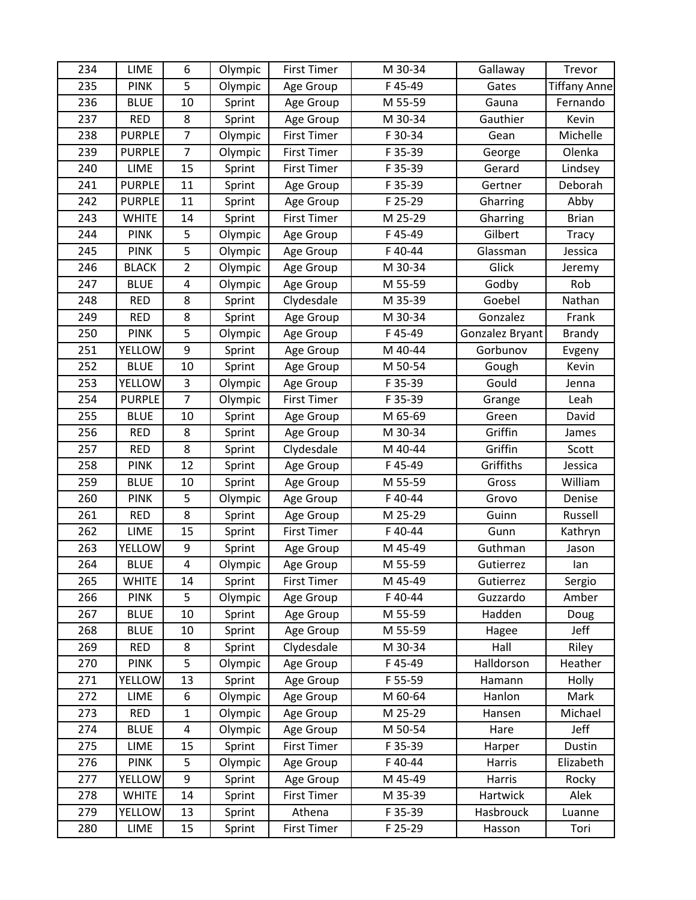| 234 | LIME | 6 | Olympic | First Timer | M 30-34 | Gallaway | Trevor |
|---|---|---|---|---|---|---|---|
| 235 | PINK | 5 | Olympic | Age Group | F 45-49 | Gates | Tiffany Anne |
| 236 | BLUE | 10 | Sprint | Age Group | M 55-59 | Gauna | Fernando |
| 237 | RED | 8 | Sprint | Age Group | M 30-34 | Gauthier | Kevin |
| 238 | PURPLE | 7 | Olympic | First Timer | F 30-34 | Gean | Michelle |
| 239 | PURPLE | 7 | Olympic | First Timer | F 35-39 | George | Olenka |
| 240 | LIME | 15 | Sprint | First Timer | F 35-39 | Gerard | Lindsey |
| 241 | PURPLE | 11 | Sprint | Age Group | F 35-39 | Gertner | Deborah |
| 242 | PURPLE | 11 | Sprint | Age Group | F 25-29 | Gharring | Abby |
| 243 | WHITE | 14 | Sprint | First Timer | M 25-29 | Gharring | Brian |
| 244 | PINK | 5 | Olympic | Age Group | F 45-49 | Gilbert | Tracy |
| 245 | PINK | 5 | Olympic | Age Group | F 40-44 | Glassman | Jessica |
| 246 | BLACK | 2 | Olympic | Age Group | M 30-34 | Glick | Jeremy |
| 247 | BLUE | 4 | Olympic | Age Group | M 55-59 | Godby | Rob |
| 248 | RED | 8 | Sprint | Clydesdale | M 35-39 | Goebel | Nathan |
| 249 | RED | 8 | Sprint | Age Group | M 30-34 | Gonzalez | Frank |
| 250 | PINK | 5 | Olympic | Age Group | F 45-49 | Gonzalez Bryant | Brandy |
| 251 | YELLOW | 9 | Sprint | Age Group | M 40-44 | Gorbunov | Evgeny |
| 252 | BLUE | 10 | Sprint | Age Group | M 50-54 | Gough | Kevin |
| 253 | YELLOW | 3 | Olympic | Age Group | F 35-39 | Gould | Jenna |
| 254 | PURPLE | 7 | Olympic | First Timer | F 35-39 | Grange | Leah |
| 255 | BLUE | 10 | Sprint | Age Group | M 65-69 | Green | David |
| 256 | RED | 8 | Sprint | Age Group | M 30-34 | Griffin | James |
| 257 | RED | 8 | Sprint | Clydesdale | M 40-44 | Griffin | Scott |
| 258 | PINK | 12 | Sprint | Age Group | F 45-49 | Griffiths | Jessica |
| 259 | BLUE | 10 | Sprint | Age Group | M 55-59 | Gross | William |
| 260 | PINK | 5 | Olympic | Age Group | F 40-44 | Grovo | Denise |
| 261 | RED | 8 | Sprint | Age Group | M 25-29 | Guinn | Russell |
| 262 | LIME | 15 | Sprint | First Timer | F 40-44 | Gunn | Kathryn |
| 263 | YELLOW | 9 | Sprint | Age Group | M 45-49 | Guthman | Jason |
| 264 | BLUE | 4 | Olympic | Age Group | M 55-59 | Gutierrez | Ian |
| 265 | WHITE | 14 | Sprint | First Timer | M 45-49 | Gutierrez | Sergio |
| 266 | PINK | 5 | Olympic | Age Group | F 40-44 | Guzzardo | Amber |
| 267 | BLUE | 10 | Sprint | Age Group | M 55-59 | Hadden | Doug |
| 268 | BLUE | 10 | Sprint | Age Group | M 55-59 | Hagee | Jeff |
| 269 | RED | 8 | Sprint | Clydesdale | M 30-34 | Hall | Riley |
| 270 | PINK | 5 | Olympic | Age Group | F 45-49 | Halldorson | Heather |
| 271 | YELLOW | 13 | Sprint | Age Group | F 55-59 | Hamann | Holly |
| 272 | LIME | 6 | Olympic | Age Group | M 60-64 | Hanlon | Mark |
| 273 | RED | 1 | Olympic | Age Group | M 25-29 | Hansen | Michael |
| 274 | BLUE | 4 | Olympic | Age Group | M 50-54 | Hare | Jeff |
| 275 | LIME | 15 | Sprint | First Timer | F 35-39 | Harper | Dustin |
| 276 | PINK | 5 | Olympic | Age Group | F 40-44 | Harris | Elizabeth |
| 277 | YELLOW | 9 | Sprint | Age Group | M 45-49 | Harris | Rocky |
| 278 | WHITE | 14 | Sprint | First Timer | M 35-39 | Hartwick | Alek |
| 279 | YELLOW | 13 | Sprint | Athena | F 35-39 | Hasbrouck | Luanne |
| 280 | LIME | 15 | Sprint | First Timer | F 25-29 | Hasson | Tori |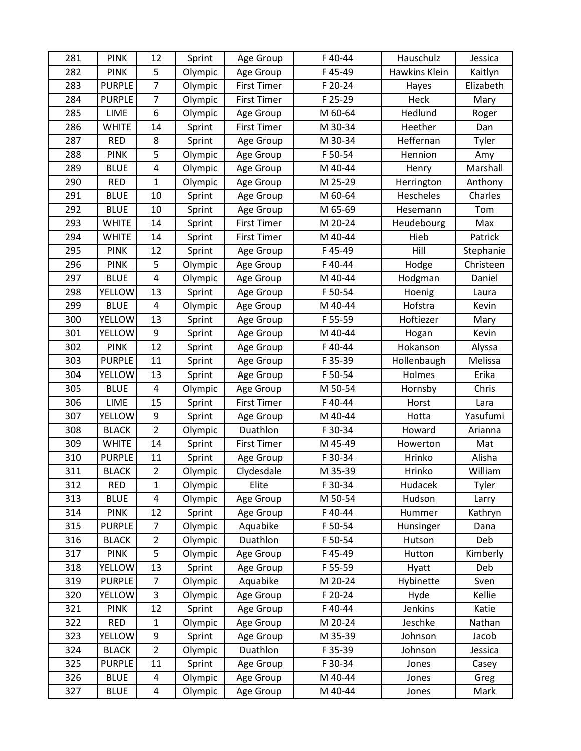| 281 | PINK | 12 | Sprint | Age Group | F 40-44 | Hauschulz | Jessica |
|---|---|---|---|---|---|---|---|
| 282 | PINK | 5 | Olympic | Age Group | F 45-49 | Hawkins Klein | Kaitlyn |
| 283 | PURPLE | 7 | Olympic | First Timer | F 20-24 | Hayes | Elizabeth |
| 284 | PURPLE | 7 | Olympic | First Timer | F 25-29 | Heck | Mary |
| 285 | LIME | 6 | Olympic | Age Group | M 60-64 | Hedlund | Roger |
| 286 | WHITE | 14 | Sprint | First Timer | M 30-34 | Heether | Dan |
| 287 | RED | 8 | Sprint | Age Group | M 30-34 | Heffernan | Tyler |
| 288 | PINK | 5 | Olympic | Age Group | F 50-54 | Hennion | Amy |
| 289 | BLUE | 4 | Olympic | Age Group | M 40-44 | Henry | Marshall |
| 290 | RED | 1 | Olympic | Age Group | M 25-29 | Herrington | Anthony |
| 291 | BLUE | 10 | Sprint | Age Group | M 60-64 | Hescheles | Charles |
| 292 | BLUE | 10 | Sprint | Age Group | M 65-69 | Hesemann | Tom |
| 293 | WHITE | 14 | Sprint | First Timer | M 20-24 | Heudebourg | Max |
| 294 | WHITE | 14 | Sprint | First Timer | M 40-44 | Hieb | Patrick |
| 295 | PINK | 12 | Sprint | Age Group | F 45-49 | Hill | Stephanie |
| 296 | PINK | 5 | Olympic | Age Group | F 40-44 | Hodge | Christeen |
| 297 | BLUE | 4 | Olympic | Age Group | M 40-44 | Hodgman | Daniel |
| 298 | YELLOW | 13 | Sprint | Age Group | F 50-54 | Hoenig | Laura |
| 299 | BLUE | 4 | Olympic | Age Group | M 40-44 | Hofstra | Kevin |
| 300 | YELLOW | 13 | Sprint | Age Group | F 55-59 | Hoftiezer | Mary |
| 301 | YELLOW | 9 | Sprint | Age Group | M 40-44 | Hogan | Kevin |
| 302 | PINK | 12 | Sprint | Age Group | F 40-44 | Hokanson | Alyssa |
| 303 | PURPLE | 11 | Sprint | Age Group | F 35-39 | Hollenbaugh | Melissa |
| 304 | YELLOW | 13 | Sprint | Age Group | F 50-54 | Holmes | Erika |
| 305 | BLUE | 4 | Olympic | Age Group | M 50-54 | Hornsby | Chris |
| 306 | LIME | 15 | Sprint | First Timer | F 40-44 | Horst | Lara |
| 307 | YELLOW | 9 | Sprint | Age Group | M 40-44 | Hotta | Yasufumi |
| 308 | BLACK | 2 | Olympic | Duathlon | F 30-34 | Howard | Arianna |
| 309 | WHITE | 14 | Sprint | First Timer | M 45-49 | Howerton | Mat |
| 310 | PURPLE | 11 | Sprint | Age Group | F 30-34 | Hrinko | Alisha |
| 311 | BLACK | 2 | Olympic | Clydesdale | M 35-39 | Hrinko | William |
| 312 | RED | 1 | Olympic | Elite | F 30-34 | Hudacek | Tyler |
| 313 | BLUE | 4 | Olympic | Age Group | M 50-54 | Hudson | Larry |
| 314 | PINK | 12 | Sprint | Age Group | F 40-44 | Hummer | Kathryn |
| 315 | PURPLE | 7 | Olympic | Aquabike | F 50-54 | Hunsinger | Dana |
| 316 | BLACK | 2 | Olympic | Duathlon | F 50-54 | Hutson | Deb |
| 317 | PINK | 5 | Olympic | Age Group | F 45-49 | Hutton | Kimberly |
| 318 | YELLOW | 13 | Sprint | Age Group | F 55-59 | Hyatt | Deb |
| 319 | PURPLE | 7 | Olympic | Aquabike | M 20-24 | Hybinette | Sven |
| 320 | YELLOW | 3 | Olympic | Age Group | F 20-24 | Hyde | Kellie |
| 321 | PINK | 12 | Sprint | Age Group | F 40-44 | Jenkins | Katie |
| 322 | RED | 1 | Olympic | Age Group | M 20-24 | Jeschke | Nathan |
| 323 | YELLOW | 9 | Sprint | Age Group | M 35-39 | Johnson | Jacob |
| 324 | BLACK | 2 | Olympic | Duathlon | F 35-39 | Johnson | Jessica |
| 325 | PURPLE | 11 | Sprint | Age Group | F 30-34 | Jones | Casey |
| 326 | BLUE | 4 | Olympic | Age Group | M 40-44 | Jones | Greg |
| 327 | BLUE | 4 | Olympic | Age Group | M 40-44 | Jones | Mark |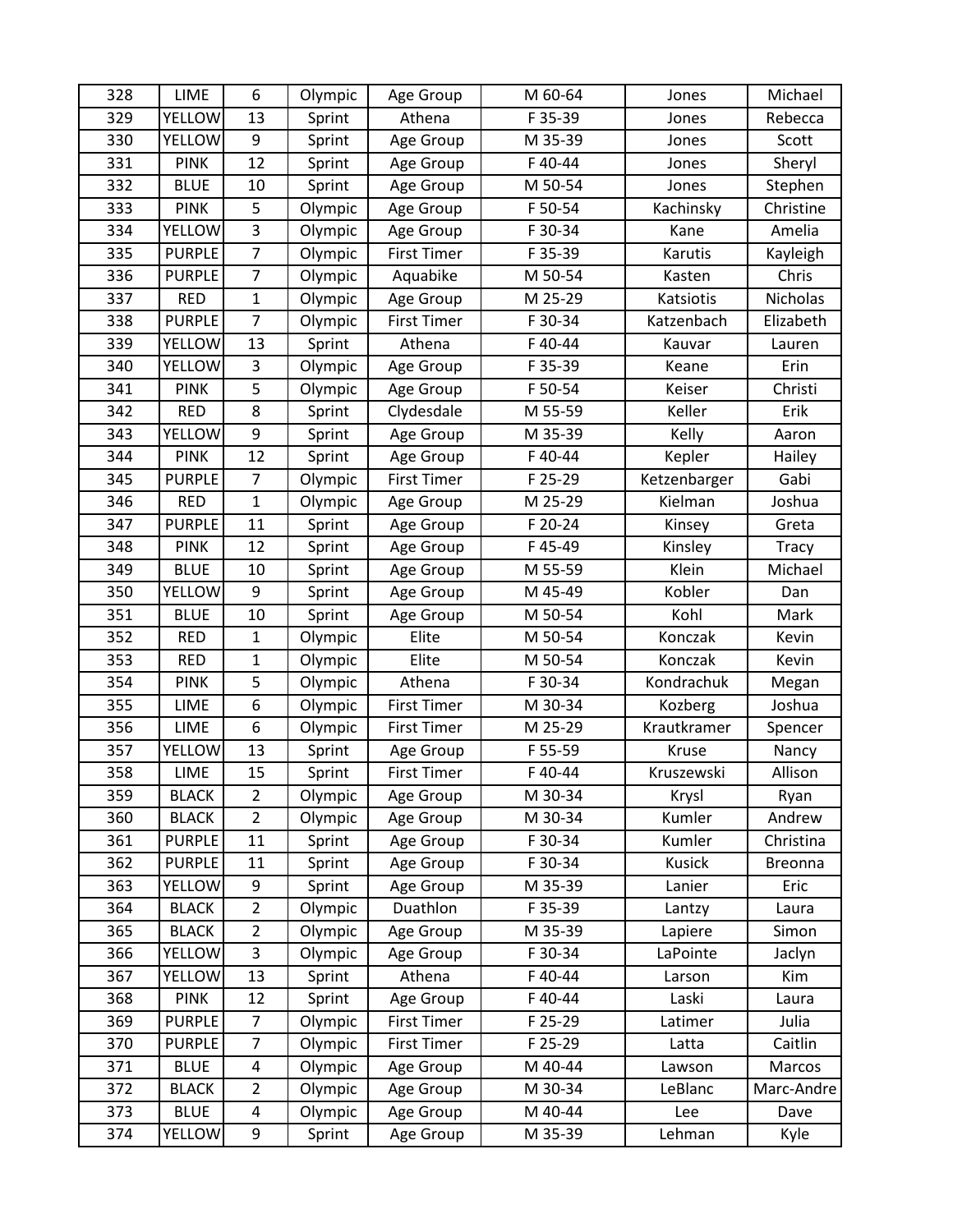| 328 | LIME | 6 | Olympic | Age Group | M 60-64 | Jones | Michael |
|---|---|---|---|---|---|---|---|
| 329 | YELLOW | 13 | Sprint | Athena | F 35-39 | Jones | Rebecca |
| 330 | YELLOW | 9 | Sprint | Age Group | M 35-39 | Jones | Scott |
| 331 | PINK | 12 | Sprint | Age Group | F 40-44 | Jones | Sheryl |
| 332 | BLUE | 10 | Sprint | Age Group | M 50-54 | Jones | Stephen |
| 333 | PINK | 5 | Olympic | Age Group | F 50-54 | Kachinsky | Christine |
| 334 | YELLOW | 3 | Olympic | Age Group | F 30-34 | Kane | Amelia |
| 335 | PURPLE | 7 | Olympic | First Timer | F 35-39 | Karutis | Kayleigh |
| 336 | PURPLE | 7 | Olympic | Aquabike | M 50-54 | Kasten | Chris |
| 337 | RED | 1 | Olympic | Age Group | M 25-29 | Katsiotis | Nicholas |
| 338 | PURPLE | 7 | Olympic | First Timer | F 30-34 | Katzenbach | Elizabeth |
| 339 | YELLOW | 13 | Sprint | Athena | F 40-44 | Kauvar | Lauren |
| 340 | YELLOW | 3 | Olympic | Age Group | F 35-39 | Keane | Erin |
| 341 | PINK | 5 | Olympic | Age Group | F 50-54 | Keiser | Christi |
| 342 | RED | 8 | Sprint | Clydesdale | M 55-59 | Keller | Erik |
| 343 | YELLOW | 9 | Sprint | Age Group | M 35-39 | Kelly | Aaron |
| 344 | PINK | 12 | Sprint | Age Group | F 40-44 | Kepler | Hailey |
| 345 | PURPLE | 7 | Olympic | First Timer | F 25-29 | Ketzenbarger | Gabi |
| 346 | RED | 1 | Olympic | Age Group | M 25-29 | Kielman | Joshua |
| 347 | PURPLE | 11 | Sprint | Age Group | F 20-24 | Kinsey | Greta |
| 348 | PINK | 12 | Sprint | Age Group | F 45-49 | Kinsley | Tracy |
| 349 | BLUE | 10 | Sprint | Age Group | M 55-59 | Klein | Michael |
| 350 | YELLOW | 9 | Sprint | Age Group | M 45-49 | Kobler | Dan |
| 351 | BLUE | 10 | Sprint | Age Group | M 50-54 | Kohl | Mark |
| 352 | RED | 1 | Olympic | Elite | M 50-54 | Konczak | Kevin |
| 353 | RED | 1 | Olympic | Elite | M 50-54 | Konczak | Kevin |
| 354 | PINK | 5 | Olympic | Athena | F 30-34 | Kondrachuk | Megan |
| 355 | LIME | 6 | Olympic | First Timer | M 30-34 | Kozberg | Joshua |
| 356 | LIME | 6 | Olympic | First Timer | M 25-29 | Krautkramer | Spencer |
| 357 | YELLOW | 13 | Sprint | Age Group | F 55-59 | Kruse | Nancy |
| 358 | LIME | 15 | Sprint | First Timer | F 40-44 | Kruszewski | Allison |
| 359 | BLACK | 2 | Olympic | Age Group | M 30-34 | Krysl | Ryan |
| 360 | BLACK | 2 | Olympic | Age Group | M 30-34 | Kumler | Andrew |
| 361 | PURPLE | 11 | Sprint | Age Group | F 30-34 | Kumler | Christina |
| 362 | PURPLE | 11 | Sprint | Age Group | F 30-34 | Kusick | Breonna |
| 363 | YELLOW | 9 | Sprint | Age Group | M 35-39 | Lanier | Eric |
| 364 | BLACK | 2 | Olympic | Duathlon | F 35-39 | Lantzy | Laura |
| 365 | BLACK | 2 | Olympic | Age Group | M 35-39 | Lapiere | Simon |
| 366 | YELLOW | 3 | Olympic | Age Group | F 30-34 | LaPointe | Jaclyn |
| 367 | YELLOW | 13 | Sprint | Athena | F 40-44 | Larson | Kim |
| 368 | PINK | 12 | Sprint | Age Group | F 40-44 | Laski | Laura |
| 369 | PURPLE | 7 | Olympic | First Timer | F 25-29 | Latimer | Julia |
| 370 | PURPLE | 7 | Olympic | First Timer | F 25-29 | Latta | Caitlin |
| 371 | BLUE | 4 | Olympic | Age Group | M 40-44 | Lawson | Marcos |
| 372 | BLACK | 2 | Olympic | Age Group | M 30-34 | LeBlanc | Marc-Andre |
| 373 | BLUE | 4 | Olympic | Age Group | M 40-44 | Lee | Dave |
| 374 | YELLOW | 9 | Sprint | Age Group | M 35-39 | Lehman | Kyle |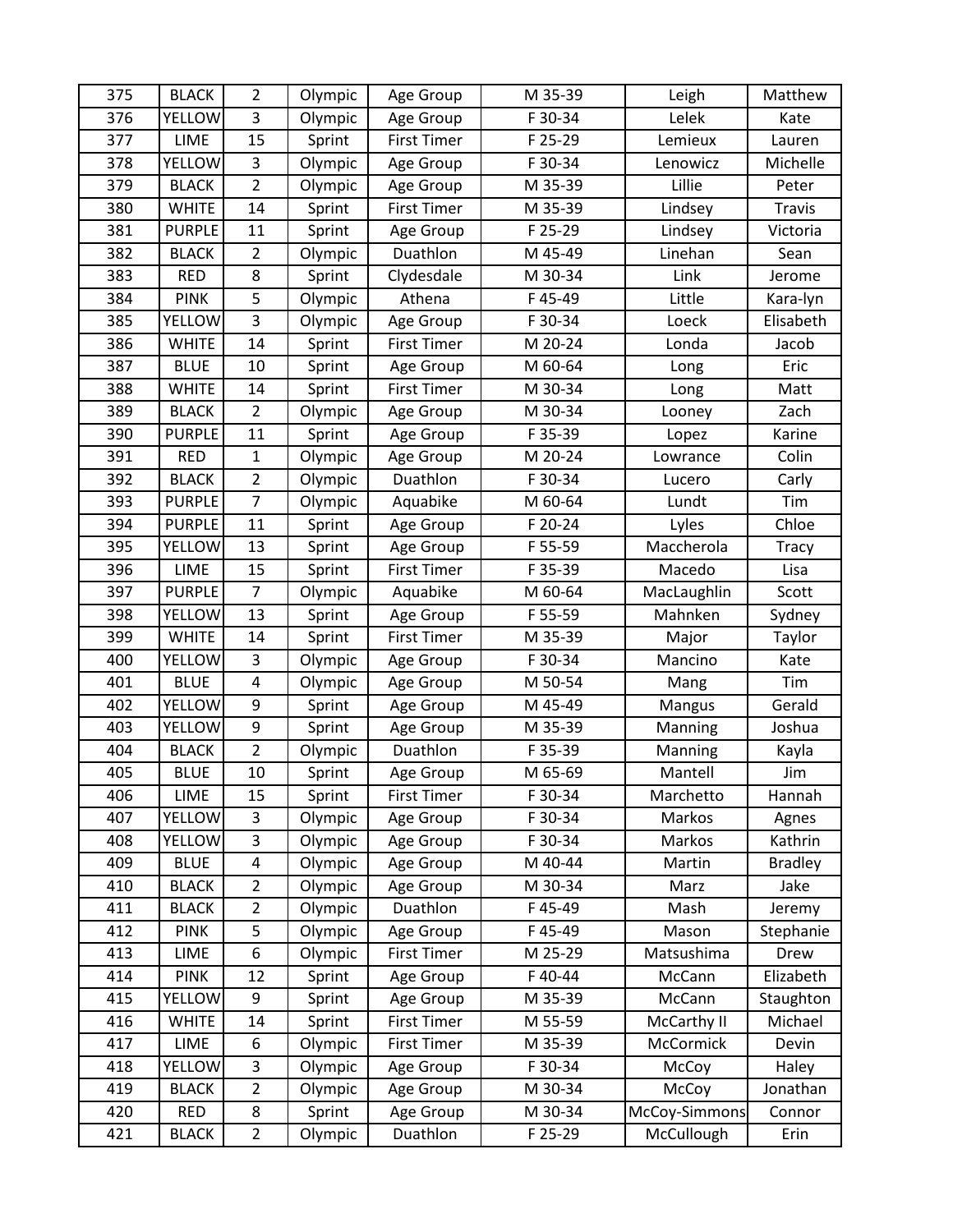| 375 | BLACK | 2 | Olympic | Age Group | M 35-39 | Leigh | Matthew |
|---|---|---|---|---|---|---|---|
| 376 | YELLOW | 3 | Olympic | Age Group | F 30-34 | Lelek | Kate |
| 377 | LIME | 15 | Sprint | First Timer | F 25-29 | Lemieux | Lauren |
| 378 | YELLOW | 3 | Olympic | Age Group | F 30-34 | Lenowicz | Michelle |
| 379 | BLACK | 2 | Olympic | Age Group | M 35-39 | Lillie | Peter |
| 380 | WHITE | 14 | Sprint | First Timer | M 35-39 | Lindsey | Travis |
| 381 | PURPLE | 11 | Sprint | Age Group | F 25-29 | Lindsey | Victoria |
| 382 | BLACK | 2 | Olympic | Duathlon | M 45-49 | Linehan | Sean |
| 383 | RED | 8 | Sprint | Clydesdale | M 30-34 | Link | Jerome |
| 384 | PINK | 5 | Olympic | Athena | F 45-49 | Little | Kara-lyn |
| 385 | YELLOW | 3 | Olympic | Age Group | F 30-34 | Loeck | Elisabeth |
| 386 | WHITE | 14 | Sprint | First Timer | M 20-24 | Londa | Jacob |
| 387 | BLUE | 10 | Sprint | Age Group | M 60-64 | Long | Eric |
| 388 | WHITE | 14 | Sprint | First Timer | M 30-34 | Long | Matt |
| 389 | BLACK | 2 | Olympic | Age Group | M 30-34 | Looney | Zach |
| 390 | PURPLE | 11 | Sprint | Age Group | F 35-39 | Lopez | Karine |
| 391 | RED | 1 | Olympic | Age Group | M 20-24 | Lowrance | Colin |
| 392 | BLACK | 2 | Olympic | Duathlon | F 30-34 | Lucero | Carly |
| 393 | PURPLE | 7 | Olympic | Aquabike | M 60-64 | Lundt | Tim |
| 394 | PURPLE | 11 | Sprint | Age Group | F 20-24 | Lyles | Chloe |
| 395 | YELLOW | 13 | Sprint | Age Group | F 55-59 | Maccherola | Tracy |
| 396 | LIME | 15 | Sprint | First Timer | F 35-39 | Macedo | Lisa |
| 397 | PURPLE | 7 | Olympic | Aquabike | M 60-64 | MacLaughlin | Scott |
| 398 | YELLOW | 13 | Sprint | Age Group | F 55-59 | Mahnken | Sydney |
| 399 | WHITE | 14 | Sprint | First Timer | M 35-39 | Major | Taylor |
| 400 | YELLOW | 3 | Olympic | Age Group | F 30-34 | Mancino | Kate |
| 401 | BLUE | 4 | Olympic | Age Group | M 50-54 | Mang | Tim |
| 402 | YELLOW | 9 | Sprint | Age Group | M 45-49 | Mangus | Gerald |
| 403 | YELLOW | 9 | Sprint | Age Group | M 35-39 | Manning | Joshua |
| 404 | BLACK | 2 | Olympic | Duathlon | F 35-39 | Manning | Kayla |
| 405 | BLUE | 10 | Sprint | Age Group | M 65-69 | Mantell | Jim |
| 406 | LIME | 15 | Sprint | First Timer | F 30-34 | Marchetto | Hannah |
| 407 | YELLOW | 3 | Olympic | Age Group | F 30-34 | Markos | Agnes |
| 408 | YELLOW | 3 | Olympic | Age Group | F 30-34 | Markos | Kathrin |
| 409 | BLUE | 4 | Olympic | Age Group | M 40-44 | Martin | Bradley |
| 410 | BLACK | 2 | Olympic | Age Group | M 30-34 | Marz | Jake |
| 411 | BLACK | 2 | Olympic | Duathlon | F 45-49 | Mash | Jeremy |
| 412 | PINK | 5 | Olympic | Age Group | F 45-49 | Mason | Stephanie |
| 413 | LIME | 6 | Olympic | First Timer | M 25-29 | Matsushima | Drew |
| 414 | PINK | 12 | Sprint | Age Group | F 40-44 | McCann | Elizabeth |
| 415 | YELLOW | 9 | Sprint | Age Group | M 35-39 | McCann | Staughton |
| 416 | WHITE | 14 | Sprint | First Timer | M 55-59 | McCarthy II | Michael |
| 417 | LIME | 6 | Olympic | First Timer | M 35-39 | McCormick | Devin |
| 418 | YELLOW | 3 | Olympic | Age Group | F 30-34 | McCoy | Haley |
| 419 | BLACK | 2 | Olympic | Age Group | M 30-34 | McCoy | Jonathan |
| 420 | RED | 8 | Sprint | Age Group | M 30-34 | McCoy-Simmons | Connor |
| 421 | BLACK | 2 | Olympic | Duathlon | F 25-29 | McCullough | Erin |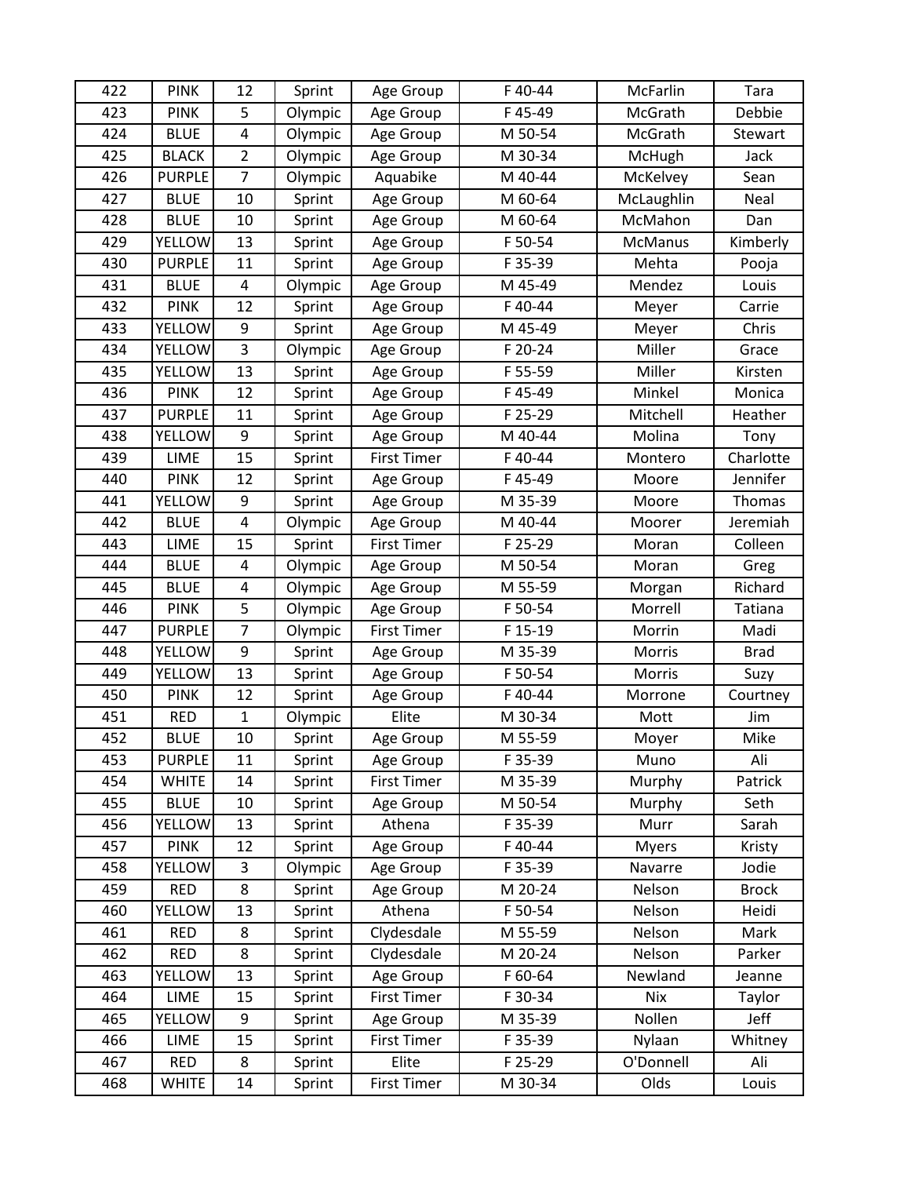| 422 | PINK | 12 | Sprint | Age Group | F 40-44 | McFarlin | Tara |
|---|---|---|---|---|---|---|---|
| 423 | PINK | 5 | Olympic | Age Group | F 45-49 | McGrath | Debbie |
| 424 | BLUE | 4 | Olympic | Age Group | M 50-54 | McGrath | Stewart |
| 425 | BLACK | 2 | Olympic | Age Group | M 30-34 | McHugh | Jack |
| 426 | PURPLE | 7 | Olympic | Aquabike | M 40-44 | McKelvey | Sean |
| 427 | BLUE | 10 | Sprint | Age Group | M 60-64 | McLaughlin | Neal |
| 428 | BLUE | 10 | Sprint | Age Group | M 60-64 | McMahon | Dan |
| 429 | YELLOW | 13 | Sprint | Age Group | F 50-54 | McManus | Kimberly |
| 430 | PURPLE | 11 | Sprint | Age Group | F 35-39 | Mehta | Pooja |
| 431 | BLUE | 4 | Olympic | Age Group | M 45-49 | Mendez | Louis |
| 432 | PINK | 12 | Sprint | Age Group | F 40-44 | Meyer | Carrie |
| 433 | YELLOW | 9 | Sprint | Age Group | M 45-49 | Meyer | Chris |
| 434 | YELLOW | 3 | Olympic | Age Group | F 20-24 | Miller | Grace |
| 435 | YELLOW | 13 | Sprint | Age Group | F 55-59 | Miller | Kirsten |
| 436 | PINK | 12 | Sprint | Age Group | F 45-49 | Minkel | Monica |
| 437 | PURPLE | 11 | Sprint | Age Group | F 25-29 | Mitchell | Heather |
| 438 | YELLOW | 9 | Sprint | Age Group | M 40-44 | Molina | Tony |
| 439 | LIME | 15 | Sprint | First Timer | F 40-44 | Montero | Charlotte |
| 440 | PINK | 12 | Sprint | Age Group | F 45-49 | Moore | Jennifer |
| 441 | YELLOW | 9 | Sprint | Age Group | M 35-39 | Moore | Thomas |
| 442 | BLUE | 4 | Olympic | Age Group | M 40-44 | Moorer | Jeremiah |
| 443 | LIME | 15 | Sprint | First Timer | F 25-29 | Moran | Colleen |
| 444 | BLUE | 4 | Olympic | Age Group | M 50-54 | Moran | Greg |
| 445 | BLUE | 4 | Olympic | Age Group | M 55-59 | Morgan | Richard |
| 446 | PINK | 5 | Olympic | Age Group | F 50-54 | Morrell | Tatiana |
| 447 | PURPLE | 7 | Olympic | First Timer | F 15-19 | Morrin | Madi |
| 448 | YELLOW | 9 | Sprint | Age Group | M 35-39 | Morris | Brad |
| 449 | YELLOW | 13 | Sprint | Age Group | F 50-54 | Morris | Suzy |
| 450 | PINK | 12 | Sprint | Age Group | F 40-44 | Morrone | Courtney |
| 451 | RED | 1 | Olympic | Elite | M 30-34 | Mott | Jim |
| 452 | BLUE | 10 | Sprint | Age Group | M 55-59 | Moyer | Mike |
| 453 | PURPLE | 11 | Sprint | Age Group | F 35-39 | Muno | Ali |
| 454 | WHITE | 14 | Sprint | First Timer | M 35-39 | Murphy | Patrick |
| 455 | BLUE | 10 | Sprint | Age Group | M 50-54 | Murphy | Seth |
| 456 | YELLOW | 13 | Sprint | Athena | F 35-39 | Murr | Sarah |
| 457 | PINK | 12 | Sprint | Age Group | F 40-44 | Myers | Kristy |
| 458 | YELLOW | 3 | Olympic | Age Group | F 35-39 | Navarre | Jodie |
| 459 | RED | 8 | Sprint | Age Group | M 20-24 | Nelson | Brock |
| 460 | YELLOW | 13 | Sprint | Athena | F 50-54 | Nelson | Heidi |
| 461 | RED | 8 | Sprint | Clydesdale | M 55-59 | Nelson | Mark |
| 462 | RED | 8 | Sprint | Clydesdale | M 20-24 | Nelson | Parker |
| 463 | YELLOW | 13 | Sprint | Age Group | F 60-64 | Newland | Jeanne |
| 464 | LIME | 15 | Sprint | First Timer | F 30-34 | Nix | Taylor |
| 465 | YELLOW | 9 | Sprint | Age Group | M 35-39 | Nollen | Jeff |
| 466 | LIME | 15 | Sprint | First Timer | F 35-39 | Nylaan | Whitney |
| 467 | RED | 8 | Sprint | Elite | F 25-29 | O'Donnell | Ali |
| 468 | WHITE | 14 | Sprint | First Timer | M 30-34 | Olds | Louis |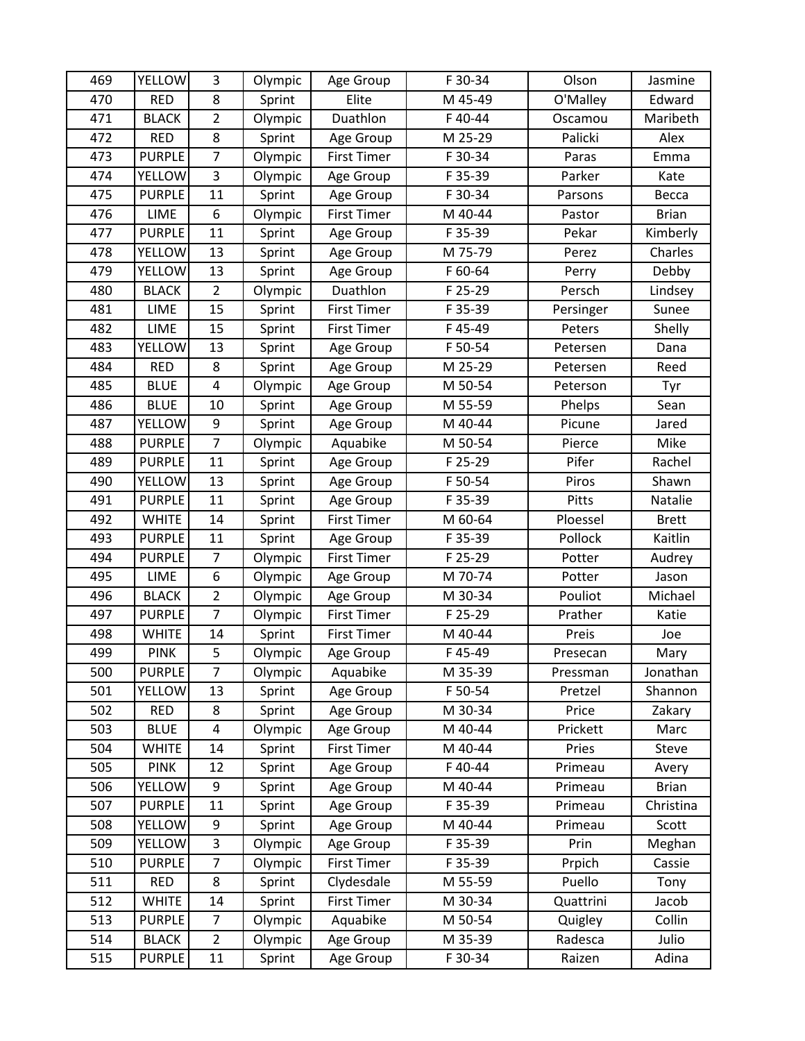| 469 | YELLOW | 3 | Olympic | Age Group | F 30-34 | Olson | Jasmine |
|---|---|---|---|---|---|---|---|
| 470 | RED | 8 | Sprint | Elite | M 45-49 | O'Malley | Edward |
| 471 | BLACK | 2 | Olympic | Duathlon | F 40-44 | Oscamou | Maribeth |
| 472 | RED | 8 | Sprint | Age Group | M 25-29 | Palicki | Alex |
| 473 | PURPLE | 7 | Olympic | First Timer | F 30-34 | Paras | Emma |
| 474 | YELLOW | 3 | Olympic | Age Group | F 35-39 | Parker | Kate |
| 475 | PURPLE | 11 | Sprint | Age Group | F 30-34 | Parsons | Becca |
| 476 | LIME | 6 | Olympic | First Timer | M 40-44 | Pastor | Brian |
| 477 | PURPLE | 11 | Sprint | Age Group | F 35-39 | Pekar | Kimberly |
| 478 | YELLOW | 13 | Sprint | Age Group | M 75-79 | Perez | Charles |
| 479 | YELLOW | 13 | Sprint | Age Group | F 60-64 | Perry | Debby |
| 480 | BLACK | 2 | Olympic | Duathlon | F 25-29 | Persch | Lindsey |
| 481 | LIME | 15 | Sprint | First Timer | F 35-39 | Persinger | Sunee |
| 482 | LIME | 15 | Sprint | First Timer | F 45-49 | Peters | Shelly |
| 483 | YELLOW | 13 | Sprint | Age Group | F 50-54 | Petersen | Dana |
| 484 | RED | 8 | Sprint | Age Group | M 25-29 | Petersen | Reed |
| 485 | BLUE | 4 | Olympic | Age Group | M 50-54 | Peterson | Tyr |
| 486 | BLUE | 10 | Sprint | Age Group | M 55-59 | Phelps | Sean |
| 487 | YELLOW | 9 | Sprint | Age Group | M 40-44 | Picune | Jared |
| 488 | PURPLE | 7 | Olympic | Aquabike | M 50-54 | Pierce | Mike |
| 489 | PURPLE | 11 | Sprint | Age Group | F 25-29 | Pifer | Rachel |
| 490 | YELLOW | 13 | Sprint | Age Group | F 50-54 | Piros | Shawn |
| 491 | PURPLE | 11 | Sprint | Age Group | F 35-39 | Pitts | Natalie |
| 492 | WHITE | 14 | Sprint | First Timer | M 60-64 | Ploessel | Brett |
| 493 | PURPLE | 11 | Sprint | Age Group | F 35-39 | Pollock | Kaitlin |
| 494 | PURPLE | 7 | Olympic | First Timer | F 25-29 | Potter | Audrey |
| 495 | LIME | 6 | Olympic | Age Group | M 70-74 | Potter | Jason |
| 496 | BLACK | 2 | Olympic | Age Group | M 30-34 | Pouliot | Michael |
| 497 | PURPLE | 7 | Olympic | First Timer | F 25-29 | Prather | Katie |
| 498 | WHITE | 14 | Sprint | First Timer | M 40-44 | Preis | Joe |
| 499 | PINK | 5 | Olympic | Age Group | F 45-49 | Presecan | Mary |
| 500 | PURPLE | 7 | Olympic | Aquabike | M 35-39 | Pressman | Jonathan |
| 501 | YELLOW | 13 | Sprint | Age Group | F 50-54 | Pretzel | Shannon |
| 502 | RED | 8 | Sprint | Age Group | M 30-34 | Price | Zakary |
| 503 | BLUE | 4 | Olympic | Age Group | M 40-44 | Prickett | Marc |
| 504 | WHITE | 14 | Sprint | First Timer | M 40-44 | Pries | Steve |
| 505 | PINK | 12 | Sprint | Age Group | F 40-44 | Primeau | Avery |
| 506 | YELLOW | 9 | Sprint | Age Group | M 40-44 | Primeau | Brian |
| 507 | PURPLE | 11 | Sprint | Age Group | F 35-39 | Primeau | Christina |
| 508 | YELLOW | 9 | Sprint | Age Group | M 40-44 | Primeau | Scott |
| 509 | YELLOW | 3 | Olympic | Age Group | F 35-39 | Prin | Meghan |
| 510 | PURPLE | 7 | Olympic | First Timer | F 35-39 | Prpich | Cassie |
| 511 | RED | 8 | Sprint | Clydesdale | M 55-59 | Puello | Tony |
| 512 | WHITE | 14 | Sprint | First Timer | M 30-34 | Quattrini | Jacob |
| 513 | PURPLE | 7 | Olympic | Aquabike | M 50-54 | Quigley | Collin |
| 514 | BLACK | 2 | Olympic | Age Group | M 35-39 | Radesca | Julio |
| 515 | PURPLE | 11 | Sprint | Age Group | F 30-34 | Raizen | Adina |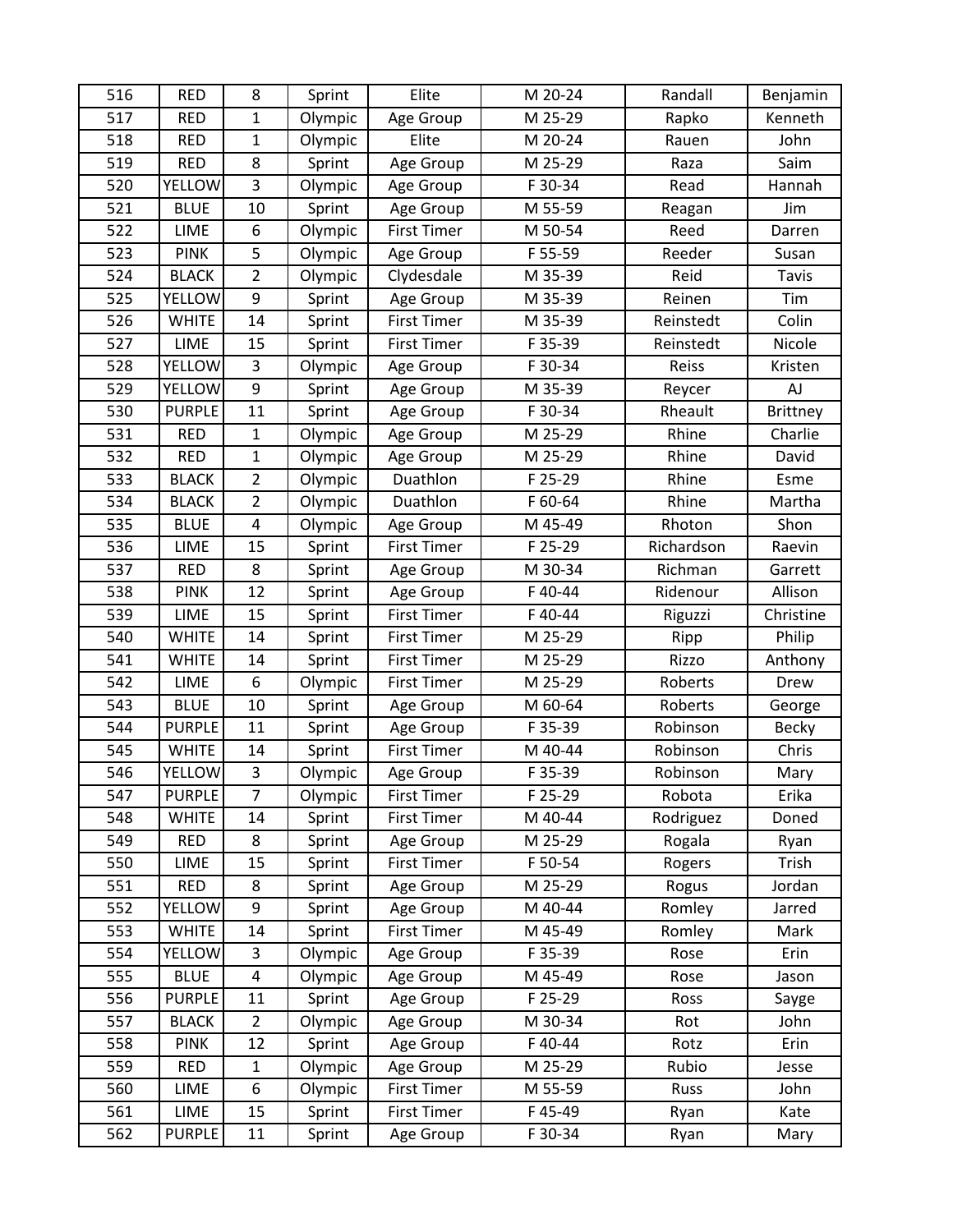| 516 | RED | 8 | Sprint | Elite | M 20-24 | Randall | Benjamin |
|---|---|---|---|---|---|---|---|
| 517 | RED | 1 | Olympic | Age Group | M 25-29 | Rapko | Kenneth |
| 518 | RED | 1 | Olympic | Elite | M 20-24 | Rauen | John |
| 519 | RED | 8 | Sprint | Age Group | M 25-29 | Raza | Saim |
| 520 | YELLOW | 3 | Olympic | Age Group | F 30-34 | Read | Hannah |
| 521 | BLUE | 10 | Sprint | Age Group | M 55-59 | Reagan | Jim |
| 522 | LIME | 6 | Olympic | First Timer | M 50-54 | Reed | Darren |
| 523 | PINK | 5 | Olympic | Age Group | F 55-59 | Reeder | Susan |
| 524 | BLACK | 2 | Olympic | Clydesdale | M 35-39 | Reid | Tavis |
| 525 | YELLOW | 9 | Sprint | Age Group | M 35-39 | Reinen | Tim |
| 526 | WHITE | 14 | Sprint | First Timer | M 35-39 | Reinstedt | Colin |
| 527 | LIME | 15 | Sprint | First Timer | F 35-39 | Reinstedt | Nicole |
| 528 | YELLOW | 3 | Olympic | Age Group | F 30-34 | Reiss | Kristen |
| 529 | YELLOW | 9 | Sprint | Age Group | M 35-39 | Reycer | AJ |
| 530 | PURPLE | 11 | Sprint | Age Group | F 30-34 | Rheault | Brittney |
| 531 | RED | 1 | Olympic | Age Group | M 25-29 | Rhine | Charlie |
| 532 | RED | 1 | Olympic | Age Group | M 25-29 | Rhine | David |
| 533 | BLACK | 2 | Olympic | Duathlon | F 25-29 | Rhine | Esme |
| 534 | BLACK | 2 | Olympic | Duathlon | F 60-64 | Rhine | Martha |
| 535 | BLUE | 4 | Olympic | Age Group | M 45-49 | Rhoton | Shon |
| 536 | LIME | 15 | Sprint | First Timer | F 25-29 | Richardson | Raevin |
| 537 | RED | 8 | Sprint | Age Group | M 30-34 | Richman | Garrett |
| 538 | PINK | 12 | Sprint | Age Group | F 40-44 | Ridenour | Allison |
| 539 | LIME | 15 | Sprint | First Timer | F 40-44 | Riguzzi | Christine |
| 540 | WHITE | 14 | Sprint | First Timer | M 25-29 | Ripp | Philip |
| 541 | WHITE | 14 | Sprint | First Timer | M 25-29 | Rizzo | Anthony |
| 542 | LIME | 6 | Olympic | First Timer | M 25-29 | Roberts | Drew |
| 543 | BLUE | 10 | Sprint | Age Group | M 60-64 | Roberts | George |
| 544 | PURPLE | 11 | Sprint | Age Group | F 35-39 | Robinson | Becky |
| 545 | WHITE | 14 | Sprint | First Timer | M 40-44 | Robinson | Chris |
| 546 | YELLOW | 3 | Olympic | Age Group | F 35-39 | Robinson | Mary |
| 547 | PURPLE | 7 | Olympic | First Timer | F 25-29 | Robota | Erika |
| 548 | WHITE | 14 | Sprint | First Timer | M 40-44 | Rodriguez | Doned |
| 549 | RED | 8 | Sprint | Age Group | M 25-29 | Rogala | Ryan |
| 550 | LIME | 15 | Sprint | First Timer | F 50-54 | Rogers | Trish |
| 551 | RED | 8 | Sprint | Age Group | M 25-29 | Rogus | Jordan |
| 552 | YELLOW | 9 | Sprint | Age Group | M 40-44 | Romley | Jarred |
| 553 | WHITE | 14 | Sprint | First Timer | M 45-49 | Romley | Mark |
| 554 | YELLOW | 3 | Olympic | Age Group | F 35-39 | Rose | Erin |
| 555 | BLUE | 4 | Olympic | Age Group | M 45-49 | Rose | Jason |
| 556 | PURPLE | 11 | Sprint | Age Group | F 25-29 | Ross | Sayge |
| 557 | BLACK | 2 | Olympic | Age Group | M 30-34 | Rot | John |
| 558 | PINK | 12 | Sprint | Age Group | F 40-44 | Rotz | Erin |
| 559 | RED | 1 | Olympic | Age Group | M 25-29 | Rubio | Jesse |
| 560 | LIME | 6 | Olympic | First Timer | M 55-59 | Russ | John |
| 561 | LIME | 15 | Sprint | First Timer | F 45-49 | Ryan | Kate |
| 562 | PURPLE | 11 | Sprint | Age Group | F 30-34 | Ryan | Mary |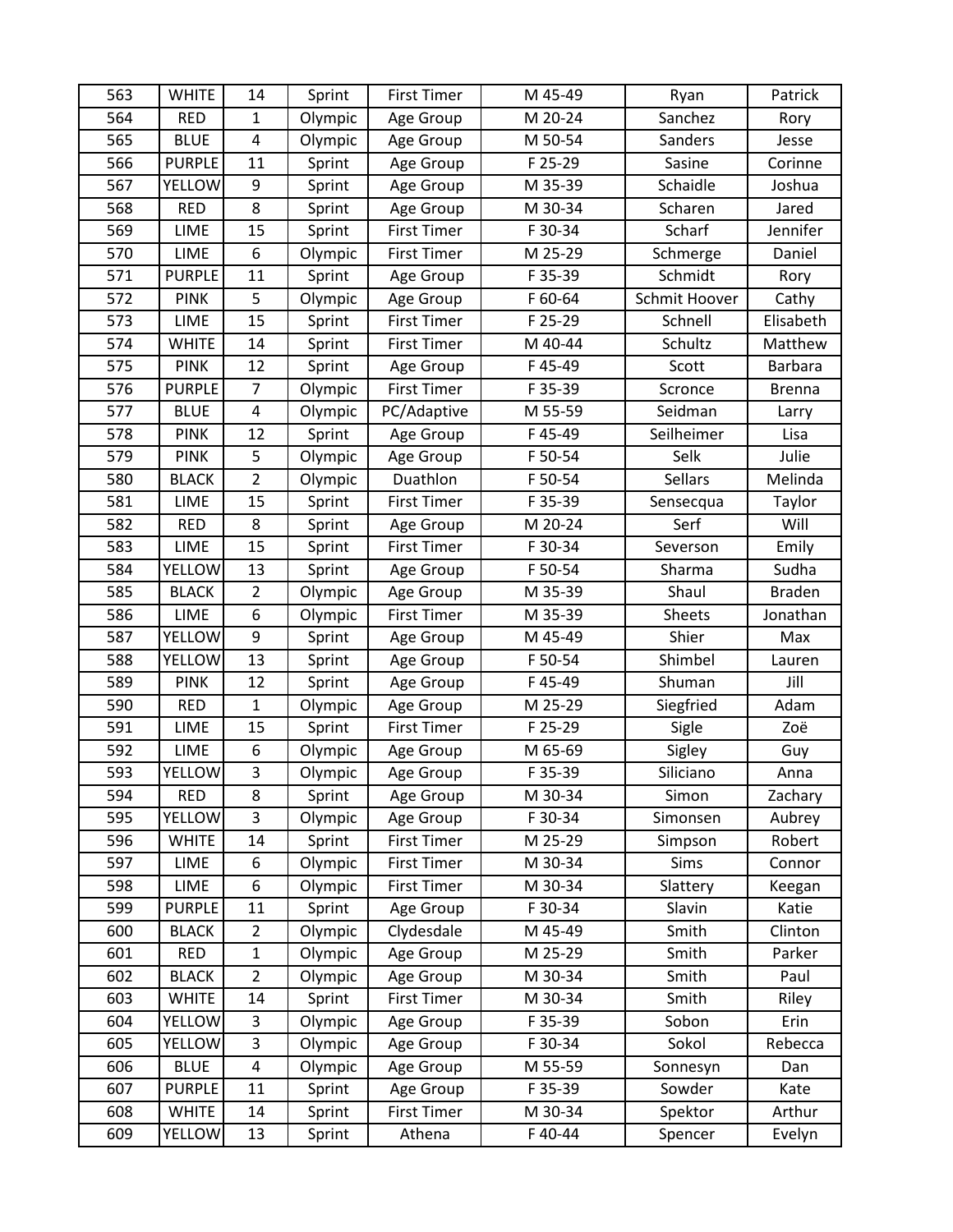| 563 | WHITE | 14 | Sprint | First Timer | M 45-49 | Ryan | Patrick |
|---|---|---|---|---|---|---|---|
| 564 | RED | 1 | Olympic | Age Group | M 20-24 | Sanchez | Rory |
| 565 | BLUE | 4 | Olympic | Age Group | M 50-54 | Sanders | Jesse |
| 566 | PURPLE | 11 | Sprint | Age Group | F 25-29 | Sasine | Corinne |
| 567 | YELLOW | 9 | Sprint | Age Group | M 35-39 | Schaidle | Joshua |
| 568 | RED | 8 | Sprint | Age Group | M 30-34 | Scharen | Jared |
| 569 | LIME | 15 | Sprint | First Timer | F 30-34 | Scharf | Jennifer |
| 570 | LIME | 6 | Olympic | First Timer | M 25-29 | Schmerge | Daniel |
| 571 | PURPLE | 11 | Sprint | Age Group | F 35-39 | Schmidt | Rory |
| 572 | PINK | 5 | Olympic | Age Group | F 60-64 | Schmit Hoover | Cathy |
| 573 | LIME | 15 | Sprint | First Timer | F 25-29 | Schnell | Elisabeth |
| 574 | WHITE | 14 | Sprint | First Timer | M 40-44 | Schultz | Matthew |
| 575 | PINK | 12 | Sprint | Age Group | F 45-49 | Scott | Barbara |
| 576 | PURPLE | 7 | Olympic | First Timer | F 35-39 | Scronce | Brenna |
| 577 | BLUE | 4 | Olympic | PC/Adaptive | M 55-59 | Seidman | Larry |
| 578 | PINK | 12 | Sprint | Age Group | F 45-49 | Seilheimer | Lisa |
| 579 | PINK | 5 | Olympic | Age Group | F 50-54 | Selk | Julie |
| 580 | BLACK | 2 | Olympic | Duathlon | F 50-54 | Sellars | Melinda |
| 581 | LIME | 15 | Sprint | First Timer | F 35-39 | Sensecqua | Taylor |
| 582 | RED | 8 | Sprint | Age Group | M 20-24 | Serf | Will |
| 583 | LIME | 15 | Sprint | First Timer | F 30-34 | Severson | Emily |
| 584 | YELLOW | 13 | Sprint | Age Group | F 50-54 | Sharma | Sudha |
| 585 | BLACK | 2 | Olympic | Age Group | M 35-39 | Shaul | Braden |
| 586 | LIME | 6 | Olympic | First Timer | M 35-39 | Sheets | Jonathan |
| 587 | YELLOW | 9 | Sprint | Age Group | M 45-49 | Shier | Max |
| 588 | YELLOW | 13 | Sprint | Age Group | F 50-54 | Shimbel | Lauren |
| 589 | PINK | 12 | Sprint | Age Group | F 45-49 | Shuman | Jill |
| 590 | RED | 1 | Olympic | Age Group | M 25-29 | Siegfried | Adam |
| 591 | LIME | 15 | Sprint | First Timer | F 25-29 | Sigle | Zoë |
| 592 | LIME | 6 | Olympic | Age Group | M 65-69 | Sigley | Guy |
| 593 | YELLOW | 3 | Olympic | Age Group | F 35-39 | Siliciano | Anna |
| 594 | RED | 8 | Sprint | Age Group | M 30-34 | Simon | Zachary |
| 595 | YELLOW | 3 | Olympic | Age Group | F 30-34 | Simonsen | Aubrey |
| 596 | WHITE | 14 | Sprint | First Timer | M 25-29 | Simpson | Robert |
| 597 | LIME | 6 | Olympic | First Timer | M 30-34 | Sims | Connor |
| 598 | LIME | 6 | Olympic | First Timer | M 30-34 | Slattery | Keegan |
| 599 | PURPLE | 11 | Sprint | Age Group | F 30-34 | Slavin | Katie |
| 600 | BLACK | 2 | Olympic | Clydesdale | M 45-49 | Smith | Clinton |
| 601 | RED | 1 | Olympic | Age Group | M 25-29 | Smith | Parker |
| 602 | BLACK | 2 | Olympic | Age Group | M 30-34 | Smith | Paul |
| 603 | WHITE | 14 | Sprint | First Timer | M 30-34 | Smith | Riley |
| 604 | YELLOW | 3 | Olympic | Age Group | F 35-39 | Sobon | Erin |
| 605 | YELLOW | 3 | Olympic | Age Group | F 30-34 | Sokol | Rebecca |
| 606 | BLUE | 4 | Olympic | Age Group | M 55-59 | Sonnesyn | Dan |
| 607 | PURPLE | 11 | Sprint | Age Group | F 35-39 | Sowder | Kate |
| 608 | WHITE | 14 | Sprint | First Timer | M 30-34 | Spektor | Arthur |
| 609 | YELLOW | 13 | Sprint | Athena | F 40-44 | Spencer | Evelyn |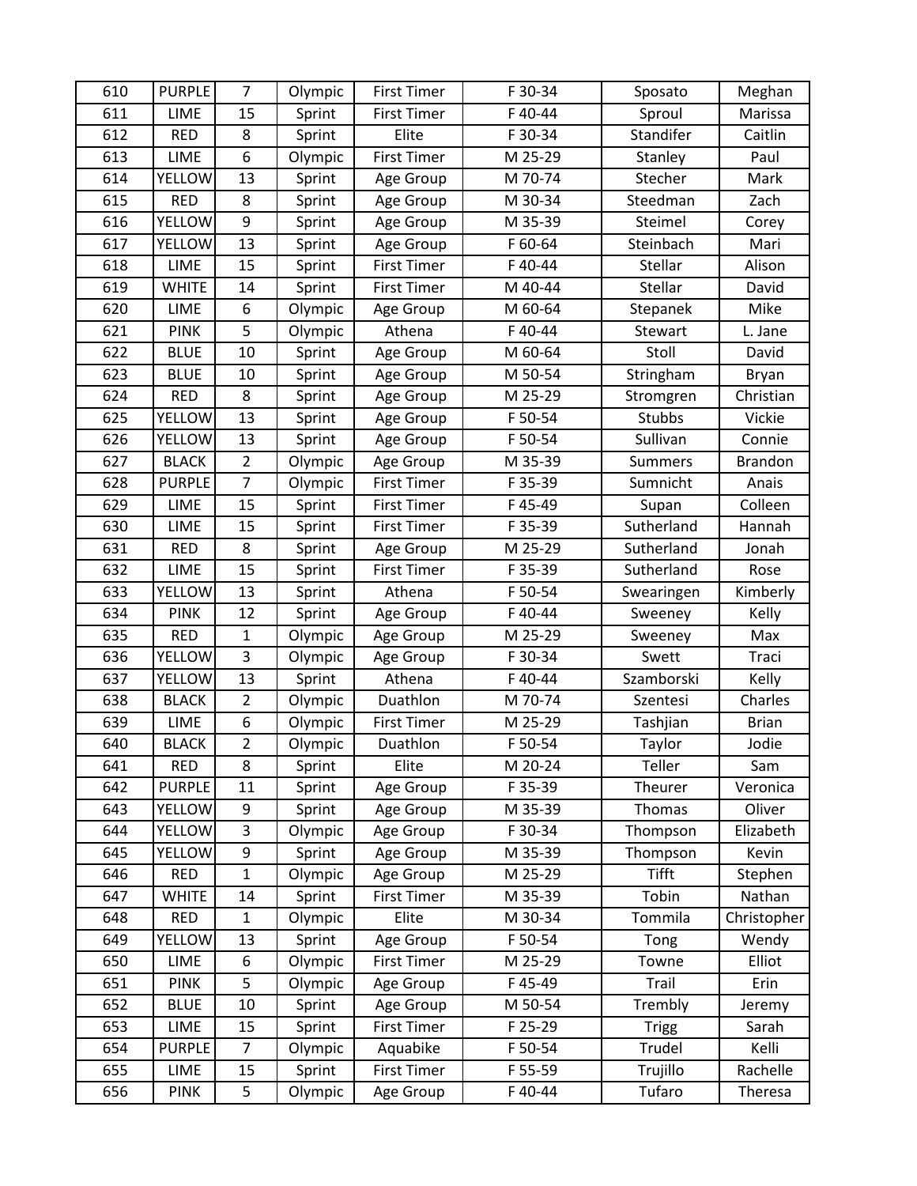| 610 | PURPLE | 7 | Olympic | First Timer | F 30-34 | Sposato | Meghan |
|---|---|---|---|---|---|---|---|
| 611 | LIME | 15 | Sprint | First Timer | F 40-44 | Sproul | Marissa |
| 612 | RED | 8 | Sprint | Elite | F 30-34 | Standifer | Caitlin |
| 613 | LIME | 6 | Olympic | First Timer | M 25-29 | Stanley | Paul |
| 614 | YELLOW | 13 | Sprint | Age Group | M 70-74 | Stecher | Mark |
| 615 | RED | 8 | Sprint | Age Group | M 30-34 | Steedman | Zach |
| 616 | YELLOW | 9 | Sprint | Age Group | M 35-39 | Steimel | Corey |
| 617 | YELLOW | 13 | Sprint | Age Group | F 60-64 | Steinbach | Mari |
| 618 | LIME | 15 | Sprint | First Timer | F 40-44 | Stellar | Alison |
| 619 | WHITE | 14 | Sprint | First Timer | M 40-44 | Stellar | David |
| 620 | LIME | 6 | Olympic | Age Group | M 60-64 | Stepanek | Mike |
| 621 | PINK | 5 | Olympic | Athena | F 40-44 | Stewart | L. Jane |
| 622 | BLUE | 10 | Sprint | Age Group | M 60-64 | Stoll | David |
| 623 | BLUE | 10 | Sprint | Age Group | M 50-54 | Stringham | Bryan |
| 624 | RED | 8 | Sprint | Age Group | M 25-29 | Stromgren | Christian |
| 625 | YELLOW | 13 | Sprint | Age Group | F 50-54 | Stubbs | Vickie |
| 626 | YELLOW | 13 | Sprint | Age Group | F 50-54 | Sullivan | Connie |
| 627 | BLACK | 2 | Olympic | Age Group | M 35-39 | Summers | Brandon |
| 628 | PURPLE | 7 | Olympic | First Timer | F 35-39 | Sumnicht | Anais |
| 629 | LIME | 15 | Sprint | First Timer | F 45-49 | Supan | Colleen |
| 630 | LIME | 15 | Sprint | First Timer | F 35-39 | Sutherland | Hannah |
| 631 | RED | 8 | Sprint | Age Group | M 25-29 | Sutherland | Jonah |
| 632 | LIME | 15 | Sprint | First Timer | F 35-39 | Sutherland | Rose |
| 633 | YELLOW | 13 | Sprint | Athena | F 50-54 | Swearingen | Kimberly |
| 634 | PINK | 12 | Sprint | Age Group | F 40-44 | Sweeney | Kelly |
| 635 | RED | 1 | Olympic | Age Group | M 25-29 | Sweeney | Max |
| 636 | YELLOW | 3 | Olympic | Age Group | F 30-34 | Swett | Traci |
| 637 | YELLOW | 13 | Sprint | Athena | F 40-44 | Szamborski | Kelly |
| 638 | BLACK | 2 | Olympic | Duathlon | M 70-74 | Szentesi | Charles |
| 639 | LIME | 6 | Olympic | First Timer | M 25-29 | Tashjian | Brian |
| 640 | BLACK | 2 | Olympic | Duathlon | F 50-54 | Taylor | Jodie |
| 641 | RED | 8 | Sprint | Elite | M 20-24 | Teller | Sam |
| 642 | PURPLE | 11 | Sprint | Age Group | F 35-39 | Theurer | Veronica |
| 643 | YELLOW | 9 | Sprint | Age Group | M 35-39 | Thomas | Oliver |
| 644 | YELLOW | 3 | Olympic | Age Group | F 30-34 | Thompson | Elizabeth |
| 645 | YELLOW | 9 | Sprint | Age Group | M 35-39 | Thompson | Kevin |
| 646 | RED | 1 | Olympic | Age Group | M 25-29 | Tifft | Stephen |
| 647 | WHITE | 14 | Sprint | First Timer | M 35-39 | Tobin | Nathan |
| 648 | RED | 1 | Olympic | Elite | M 30-34 | Tommila | Christopher |
| 649 | YELLOW | 13 | Sprint | Age Group | F 50-54 | Tong | Wendy |
| 650 | LIME | 6 | Olympic | First Timer | M 25-29 | Towne | Elliot |
| 651 | PINK | 5 | Olympic | Age Group | F 45-49 | Trail | Erin |
| 652 | BLUE | 10 | Sprint | Age Group | M 50-54 | Trembly | Jeremy |
| 653 | LIME | 15 | Sprint | First Timer | F 25-29 | Trigg | Sarah |
| 654 | PURPLE | 7 | Olympic | Aquabike | F 50-54 | Trudel | Kelli |
| 655 | LIME | 15 | Sprint | First Timer | F 55-59 | Trujillo | Rachelle |
| 656 | PINK | 5 | Olympic | Age Group | F 40-44 | Tufaro | Theresa |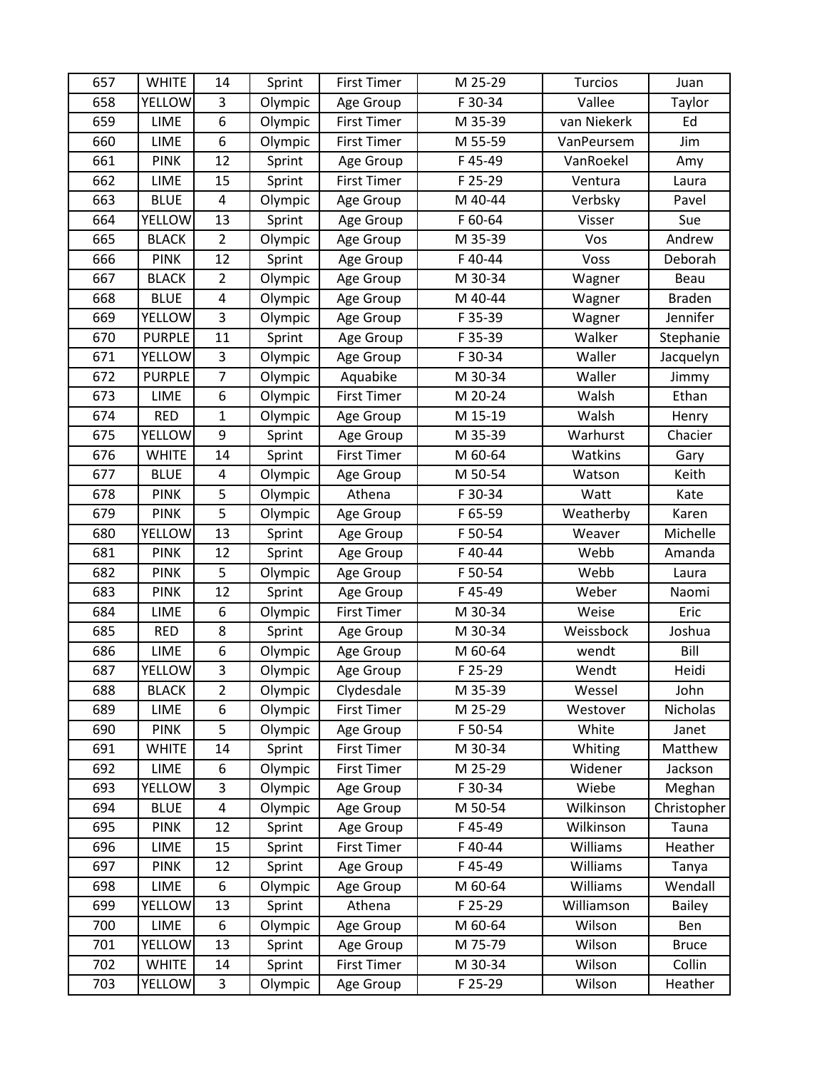| 657 | WHITE | 14 | Sprint | First Timer | M 25-29 | Turcios | Juan |
|---|---|---|---|---|---|---|---|
| 658 | YELLOW | 3 | Olympic | Age Group | F 30-34 | Vallee | Taylor |
| 659 | LIME | 6 | Olympic | First Timer | M 35-39 | van Niekerk | Ed |
| 660 | LIME | 6 | Olympic | First Timer | M 55-59 | VanPeursem | Jim |
| 661 | PINK | 12 | Sprint | Age Group | F 45-49 | VanRoekel | Amy |
| 662 | LIME | 15 | Sprint | First Timer | F 25-29 | Ventura | Laura |
| 663 | BLUE | 4 | Olympic | Age Group | M 40-44 | Verbsky | Pavel |
| 664 | YELLOW | 13 | Sprint | Age Group | F 60-64 | Visser | Sue |
| 665 | BLACK | 2 | Olympic | Age Group | M 35-39 | Vos | Andrew |
| 666 | PINK | 12 | Sprint | Age Group | F 40-44 | Voss | Deborah |
| 667 | BLACK | 2 | Olympic | Age Group | M 30-34 | Wagner | Beau |
| 668 | BLUE | 4 | Olympic | Age Group | M 40-44 | Wagner | Braden |
| 669 | YELLOW | 3 | Olympic | Age Group | F 35-39 | Wagner | Jennifer |
| 670 | PURPLE | 11 | Sprint | Age Group | F 35-39 | Walker | Stephanie |
| 671 | YELLOW | 3 | Olympic | Age Group | F 30-34 | Waller | Jacquelyn |
| 672 | PURPLE | 7 | Olympic | Aquabike | M 30-34 | Waller | Jimmy |
| 673 | LIME | 6 | Olympic | First Timer | M 20-24 | Walsh | Ethan |
| 674 | RED | 1 | Olympic | Age Group | M 15-19 | Walsh | Henry |
| 675 | YELLOW | 9 | Sprint | Age Group | M 35-39 | Warhurst | Chacier |
| 676 | WHITE | 14 | Sprint | First Timer | M 60-64 | Watkins | Gary |
| 677 | BLUE | 4 | Olympic | Age Group | M 50-54 | Watson | Keith |
| 678 | PINK | 5 | Olympic | Athena | F 30-34 | Watt | Kate |
| 679 | PINK | 5 | Olympic | Age Group | F 65-59 | Weatherby | Karen |
| 680 | YELLOW | 13 | Sprint | Age Group | F 50-54 | Weaver | Michelle |
| 681 | PINK | 12 | Sprint | Age Group | F 40-44 | Webb | Amanda |
| 682 | PINK | 5 | Olympic | Age Group | F 50-54 | Webb | Laura |
| 683 | PINK | 12 | Sprint | Age Group | F 45-49 | Weber | Naomi |
| 684 | LIME | 6 | Olympic | First Timer | M 30-34 | Weise | Eric |
| 685 | RED | 8 | Sprint | Age Group | M 30-34 | Weissbock | Joshua |
| 686 | LIME | 6 | Olympic | Age Group | M 60-64 | wendt | Bill |
| 687 | YELLOW | 3 | Olympic | Age Group | F 25-29 | Wendt | Heidi |
| 688 | BLACK | 2 | Olympic | Clydesdale | M 35-39 | Wessel | John |
| 689 | LIME | 6 | Olympic | First Timer | M 25-29 | Westover | Nicholas |
| 690 | PINK | 5 | Olympic | Age Group | F 50-54 | White | Janet |
| 691 | WHITE | 14 | Sprint | First Timer | M 30-34 | Whiting | Matthew |
| 692 | LIME | 6 | Olympic | First Timer | M 25-29 | Widener | Jackson |
| 693 | YELLOW | 3 | Olympic | Age Group | F 30-34 | Wiebe | Meghan |
| 694 | BLUE | 4 | Olympic | Age Group | M 50-54 | Wilkinson | Christopher |
| 695 | PINK | 12 | Sprint | Age Group | F 45-49 | Wilkinson | Tauna |
| 696 | LIME | 15 | Sprint | First Timer | F 40-44 | Williams | Heather |
| 697 | PINK | 12 | Sprint | Age Group | F 45-49 | Williams | Tanya |
| 698 | LIME | 6 | Olympic | Age Group | M 60-64 | Williams | Wendall |
| 699 | YELLOW | 13 | Sprint | Athena | F 25-29 | Williamson | Bailey |
| 700 | LIME | 6 | Olympic | Age Group | M 60-64 | Wilson | Ben |
| 701 | YELLOW | 13 | Sprint | Age Group | M 75-79 | Wilson | Bruce |
| 702 | WHITE | 14 | Sprint | First Timer | M 30-34 | Wilson | Collin |
| 703 | YELLOW | 3 | Olympic | Age Group | F 25-29 | Wilson | Heather |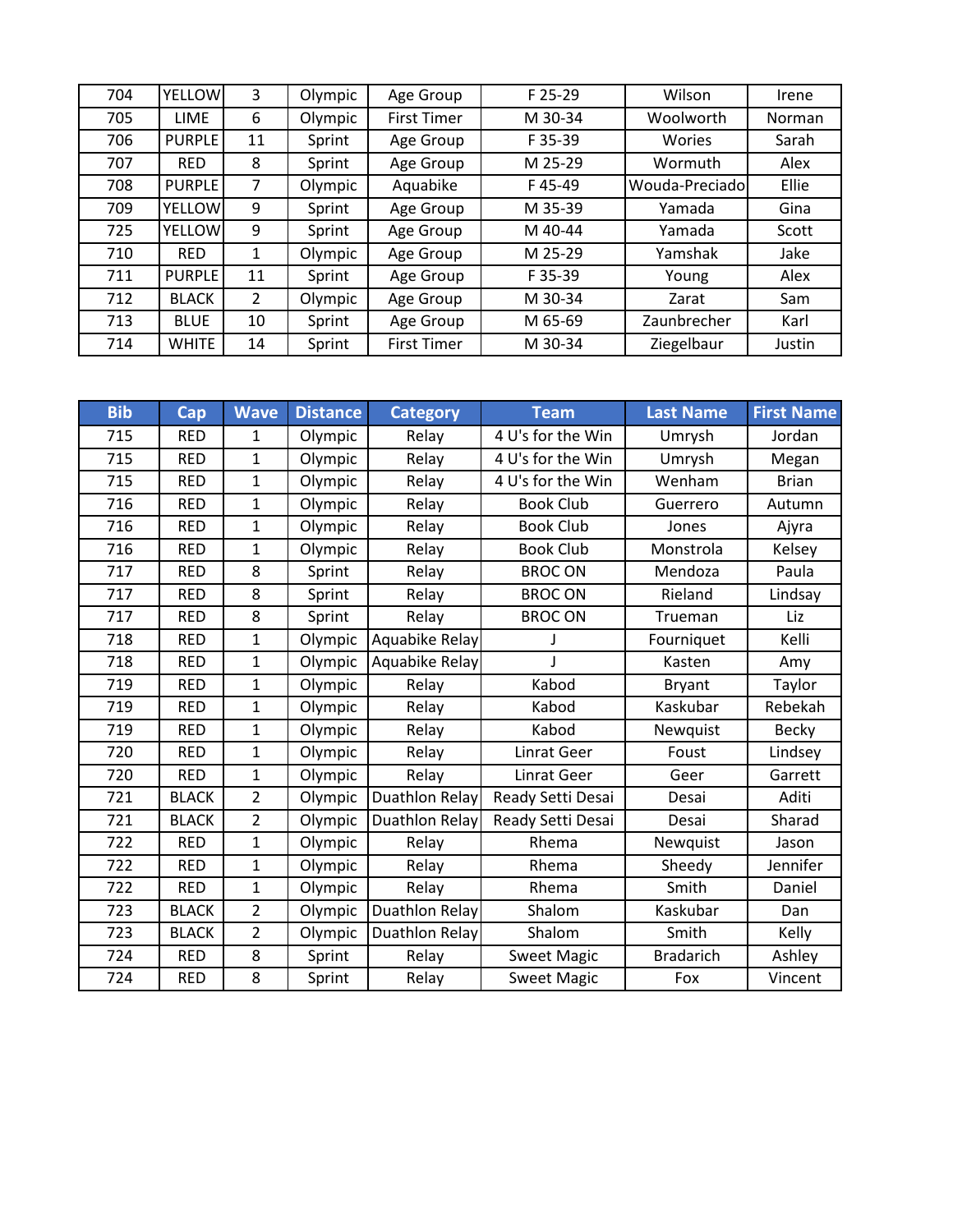| | | | | | | | |
|---|---|---|---|---|---|---|---|
| 704 | YELLOW | 3 | Olympic | Age Group | F 25-29 | Wilson | Irene |
| 705 | LIME | 6 | Olympic | First Timer | M 30-34 | Woolworth | Norman |
| 706 | PURPLE | 11 | Sprint | Age Group | F 35-39 | Wories | Sarah |
| 707 | RED | 8 | Sprint | Age Group | M 25-29 | Wormuth | Alex |
| 708 | PURPLE | 7 | Olympic | Aquabike | F 45-49 | Wouda-Preciado | Ellie |
| 709 | YELLOW | 9 | Sprint | Age Group | M 35-39 | Yamada | Gina |
| 725 | YELLOW | 9 | Sprint | Age Group | M 40-44 | Yamada | Scott |
| 710 | RED | 1 | Olympic | Age Group | M 25-29 | Yamshak | Jake |
| 711 | PURPLE | 11 | Sprint | Age Group | F 35-39 | Young | Alex |
| 712 | BLACK | 2 | Olympic | Age Group | M 30-34 | Zarat | Sam |
| 713 | BLUE | 10 | Sprint | Age Group | M 65-69 | Zaunbrecher | Karl |
| 714 | WHITE | 14 | Sprint | First Timer | M 30-34 | Ziegelbaur | Justin |

| Bib | Cap | Wave | Distance | Category | Team | Last Name | First Name |
|---|---|---|---|---|---|---|---|
| 715 | RED | 1 | Olympic | Relay | 4 U's for the Win | Umrysh | Jordan |
| 715 | RED | 1 | Olympic | Relay | 4 U's for the Win | Umrysh | Megan |
| 715 | RED | 1 | Olympic | Relay | 4 U's for the Win | Wenham | Brian |
| 716 | RED | 1 | Olympic | Relay | Book Club | Guerrero | Autumn |
| 716 | RED | 1 | Olympic | Relay | Book Club | Jones | Ajyra |
| 716 | RED | 1 | Olympic | Relay | Book Club | Monstrola | Kelsey |
| 717 | RED | 8 | Sprint | Relay | BROC ON | Mendoza | Paula |
| 717 | RED | 8 | Sprint | Relay | BROC ON | Rieland | Lindsay |
| 717 | RED | 8 | Sprint | Relay | BROC ON | Trueman | Liz |
| 718 | RED | 1 | Olympic | Aquabike Relay | J | Fourniquet | Kelli |
| 718 | RED | 1 | Olympic | Aquabike Relay | J | Kasten | Amy |
| 719 | RED | 1 | Olympic | Relay | Kabod | Bryant | Taylor |
| 719 | RED | 1 | Olympic | Relay | Kabod | Kaskubar | Rebekah |
| 719 | RED | 1 | Olympic | Relay | Kabod | Newquist | Becky |
| 720 | RED | 1 | Olympic | Relay | Linrat Geer | Foust | Lindsey |
| 720 | RED | 1 | Olympic | Relay | Linrat Geer | Geer | Garrett |
| 721 | BLACK | 2 | Olympic | Duathlon Relay | Ready Setti Desai | Desai | Aditi |
| 721 | BLACK | 2 | Olympic | Duathlon Relay | Ready Setti Desai | Desai | Sharad |
| 722 | RED | 1 | Olympic | Relay | Rhema | Newquist | Jason |
| 722 | RED | 1 | Olympic | Relay | Rhema | Sheedy | Jennifer |
| 722 | RED | 1 | Olympic | Relay | Rhema | Smith | Daniel |
| 723 | BLACK | 2 | Olympic | Duathlon Relay | Shalom | Kaskubar | Dan |
| 723 | BLACK | 2 | Olympic | Duathlon Relay | Shalom | Smith | Kelly |
| 724 | RED | 8 | Sprint | Relay | Sweet Magic | Bradarich | Ashley |
| 724 | RED | 8 | Sprint | Relay | Sweet Magic | Fox | Vincent |